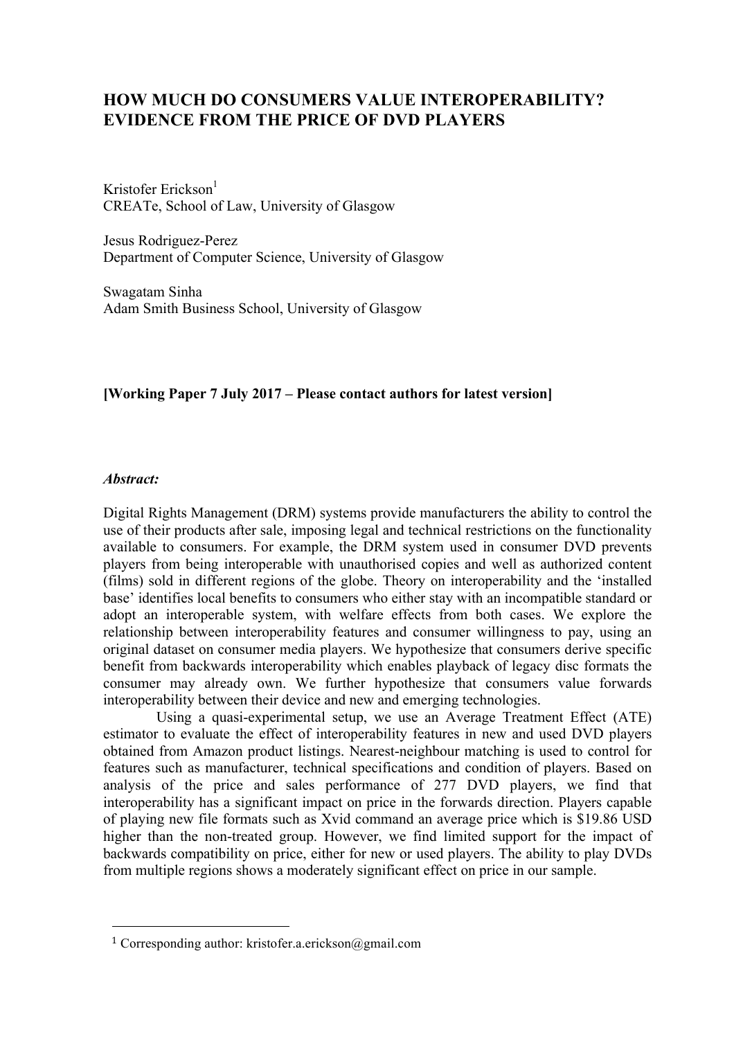# HOW MUCH DO CONSUMERS VALUE INTEROPERABILITY? EVIDENCE FROM THE PRICE OF DVD PLAYERS

Kristofer Erickson[1]
CREATe, School of Law, University of Glasgow

Jesus Rodriguez-Perez
Department of Computer Science, University of Glasgow

Swagatam Sinha
Adam Smith Business School, University of Glasgow

**[Working Paper 7 July 2017 – Please contact authors for latest version]**

***Abstract:***

Digital Rights Management (DRM) systems provide manufacturers the ability to control the use of their products after sale, imposing legal and technical restrictions on the functionality available to consumers. For example, the DRM system used in consumer DVD prevents players from being interoperable with unauthorised copies and well as authorized content (films) sold in different regions of the globe. Theory on interoperability and the 'installed base' identifies local benefits to consumers who either stay with an incompatible standard or adopt an interoperable system, with welfare effects from both cases. We explore the relationship between interoperability features and consumer willingness to pay, using an original dataset on consumer media players. We hypothesize that consumers derive specific benefit from backwards interoperability which enables playback of legacy disc formats the consumer may already own. We further hypothesize that consumers value forwards interoperability between their device and new and emerging technologies.

Using a quasi-experimental setup, we use an Average Treatment Effect (ATE) estimator to evaluate the effect of interoperability features in new and used DVD players obtained from Amazon product listings. Nearest-neighbour matching is used to control for features such as manufacturer, technical specifications and condition of players. Based on analysis of the price and sales performance of 277 DVD players, we find that interoperability has a significant impact on price in the forwards direction. Players capable of playing new file formats such as Xvid command an average price which is $19.86 USD higher than the non-treated group. However, we find limited support for the impact of backwards compatibility on price, either for new or used players. The ability to play DVDs from multiple regions shows a moderately significant effect on price in our sample.

[1] Corresponding author: kristofer.a.erickson@gmail.com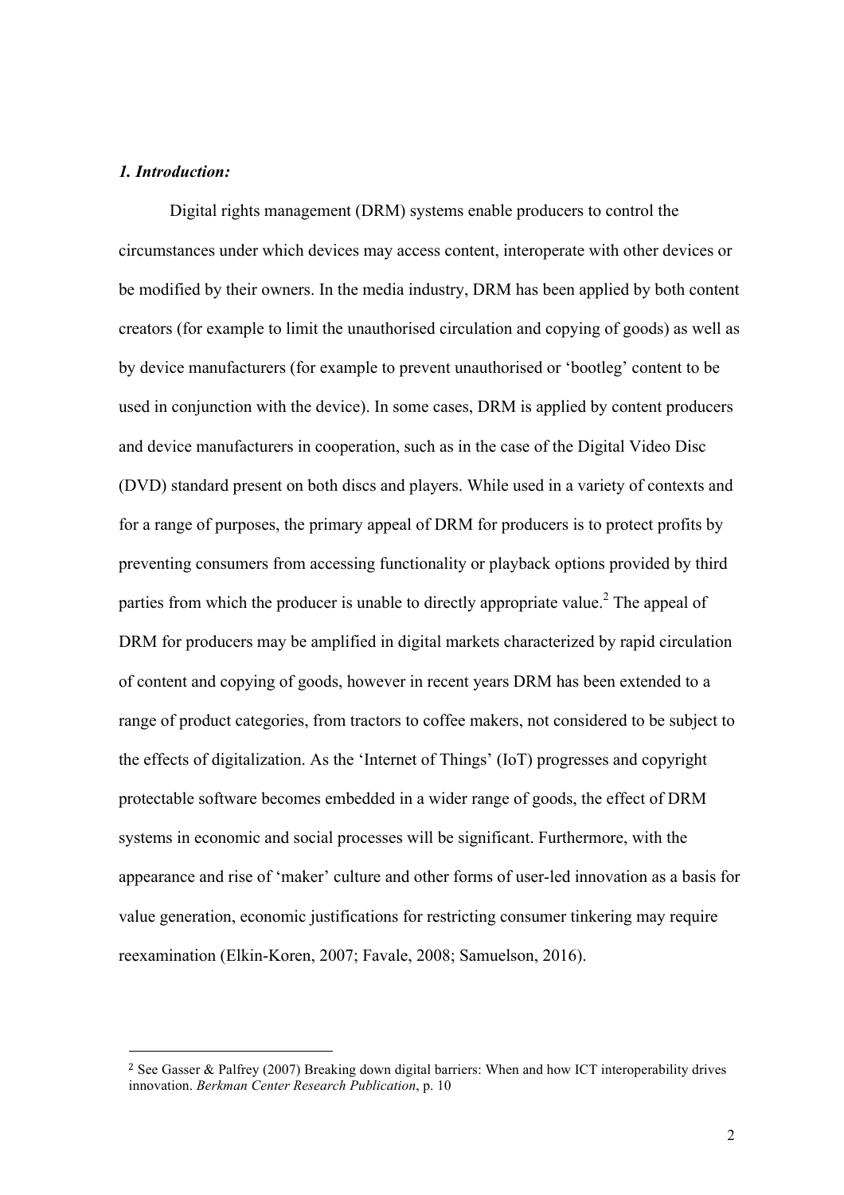### *1. Introduction:*

Digital rights management (DRM) systems enable producers to control the circumstances under which devices may access content, interoperate with other devices or be modified by their owners. In the media industry, DRM has been applied by both content creators (for example to limit the unauthorised circulation and copying of goods) as well as by device manufacturers (for example to prevent unauthorised or 'bootleg' content to be used in conjunction with the device). In some cases, DRM is applied by content producers and device manufacturers in cooperation, such as in the case of the Digital Video Disc (DVD) standard present on both discs and players. While used in a variety of contexts and for a range of purposes, the primary appeal of DRM for producers is to protect profits by preventing consumers from accessing functionality or playback options provided by third parties from which the producer is unable to directly appropriate value.[2] The appeal of DRM for producers may be amplified in digital markets characterized by rapid circulation of content and copying of goods, however in recent years DRM has been extended to a range of product categories, from tractors to coffee makers, not considered to be subject to the effects of digitalization. As the 'Internet of Things' (IoT) progresses and copyright protectable software becomes embedded in a wider range of goods, the effect of DRM systems in economic and social processes will be significant. Furthermore, with the appearance and rise of 'maker' culture and other forms of user-led innovation as a basis for value generation, economic justifications for restricting consumer tinkering may require reexamination (Elkin-Koren, 2007; Favale, 2008; Samuelson, 2016).

[2] See Gasser & Palfrey (2007) Breaking down digital barriers: When and how ICT interoperability drives innovation. *Berkman Center Research Publication*, p. 10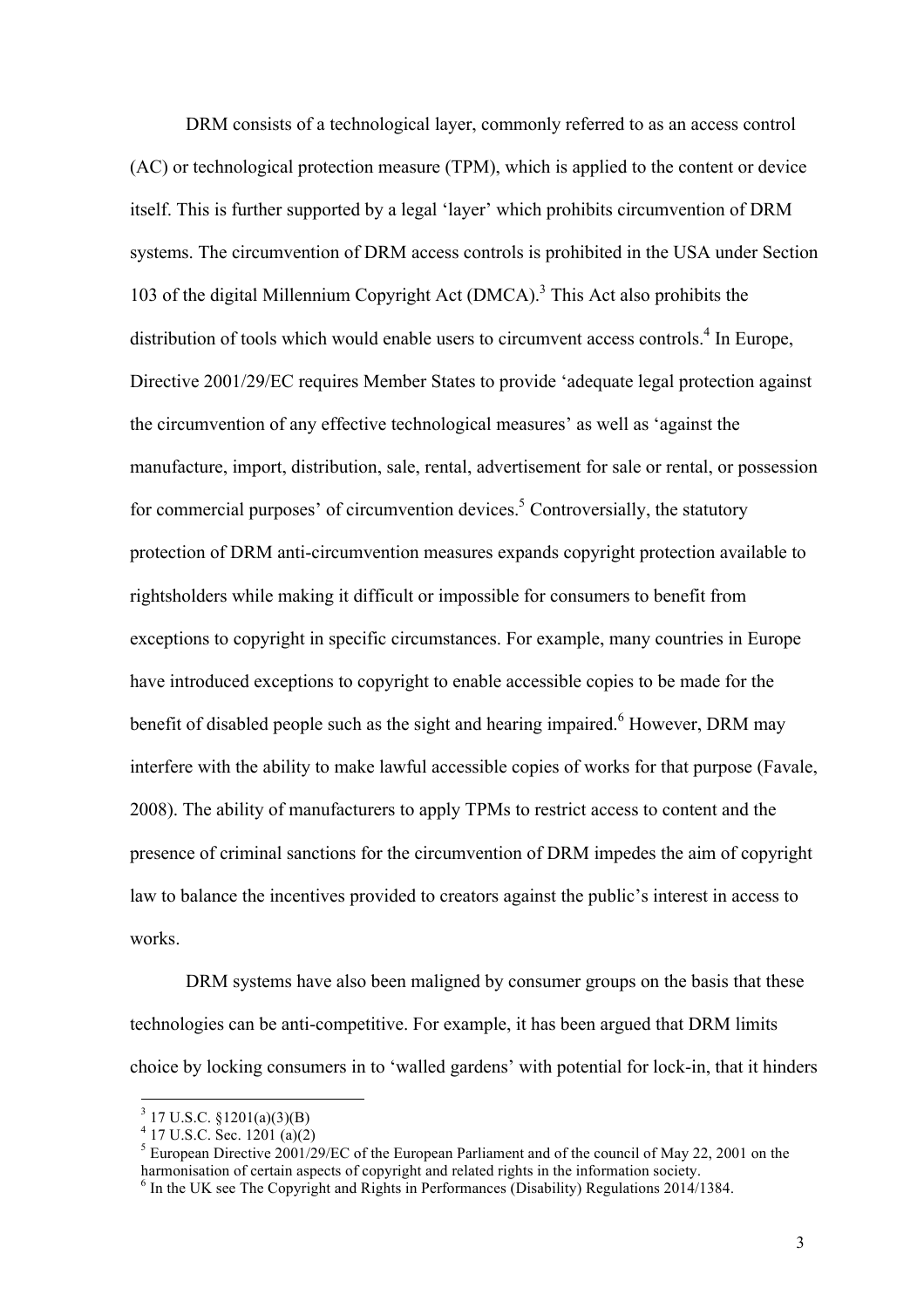DRM consists of a technological layer, commonly referred to as an access control (AC) or technological protection measure (TPM), which is applied to the content or device itself. This is further supported by a legal 'layer' which prohibits circumvention of DRM systems. The circumvention of DRM access controls is prohibited in the USA under Section 103 of the digital Millennium Copyright Act (DMCA).[3] This Act also prohibits the distribution of tools which would enable users to circumvent access controls.[4] In Europe, Directive 2001/29/EC requires Member States to provide 'adequate legal protection against the circumvention of any effective technological measures' as well as 'against the manufacture, import, distribution, sale, rental, advertisement for sale or rental, or possession for commercial purposes' of circumvention devices.[5] Controversially, the statutory protection of DRM anti-circumvention measures expands copyright protection available to rightsholders while making it difficult or impossible for consumers to benefit from exceptions to copyright in specific circumstances. For example, many countries in Europe have introduced exceptions to copyright to enable accessible copies to be made for the benefit of disabled people such as the sight and hearing impaired.[6] However, DRM may interfere with the ability to make lawful accessible copies of works for that purpose (Favale, 2008). The ability of manufacturers to apply TPMs to restrict access to content and the presence of criminal sanctions for the circumvention of DRM impedes the aim of copyright law to balance the incentives provided to creators against the public's interest in access to works.

DRM systems have also been maligned by consumer groups on the basis that these technologies can be anti-competitive. For example, it has been argued that DRM limits choice by locking consumers in to 'walled gardens' with potential for lock-in, that it hinders

---

[3] 17 U.S.C. §1201(a)(3)(B)

[4] 17 U.S.C. Sec. 1201 (a)(2)

[5] European Directive 2001/29/EC of the European Parliament and of the council of May 22, 2001 on the harmonisation of certain aspects of copyright and related rights in the information society.

[6] In the UK see The Copyright and Rights in Performances (Disability) Regulations 2014/1384.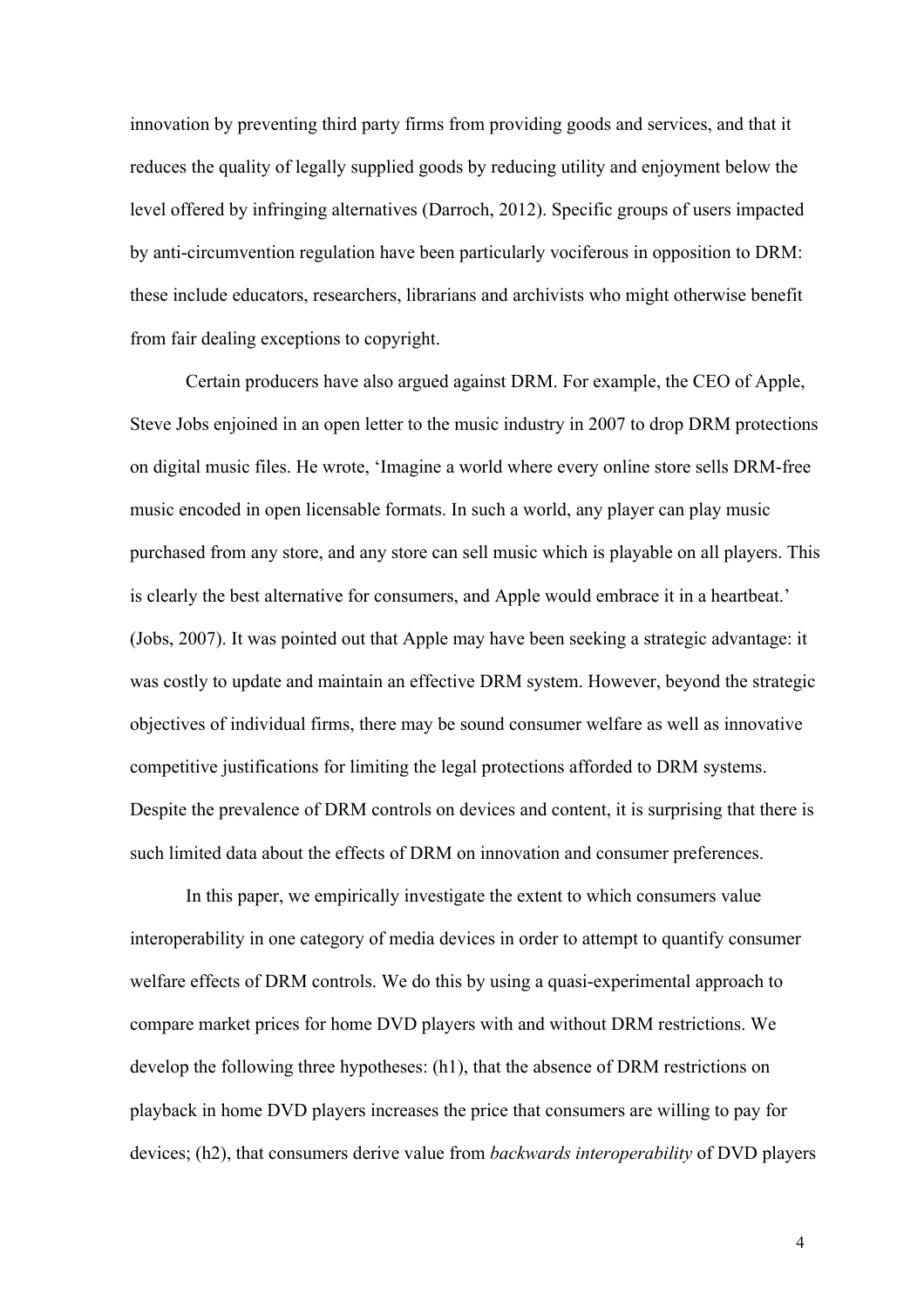innovation by preventing third party firms from providing goods and services, and that it reduces the quality of legally supplied goods by reducing utility and enjoyment below the level offered by infringing alternatives (Darroch, 2012). Specific groups of users impacted by anti-circumvention regulation have been particularly vociferous in opposition to DRM: these include educators, researchers, librarians and archivists who might otherwise benefit from fair dealing exceptions to copyright.

Certain producers have also argued against DRM. For example, the CEO of Apple, Steve Jobs enjoined in an open letter to the music industry in 2007 to drop DRM protections on digital music files. He wrote, 'Imagine a world where every online store sells DRM-free music encoded in open licensable formats. In such a world, any player can play music purchased from any store, and any store can sell music which is playable on all players. This is clearly the best alternative for consumers, and Apple would embrace it in a heartbeat.' (Jobs, 2007). It was pointed out that Apple may have been seeking a strategic advantage: it was costly to update and maintain an effective DRM system. However, beyond the strategic objectives of individual firms, there may be sound consumer welfare as well as innovative competitive justifications for limiting the legal protections afforded to DRM systems. Despite the prevalence of DRM controls on devices and content, it is surprising that there is such limited data about the effects of DRM on innovation and consumer preferences.

In this paper, we empirically investigate the extent to which consumers value interoperability in one category of media devices in order to attempt to quantify consumer welfare effects of DRM controls. We do this by using a quasi-experimental approach to compare market prices for home DVD players with and without DRM restrictions. We develop the following three hypotheses: (h1), that the absence of DRM restrictions on playback in home DVD players increases the price that consumers are willing to pay for devices; (h2), that consumers derive value from *backwards interoperability* of DVD players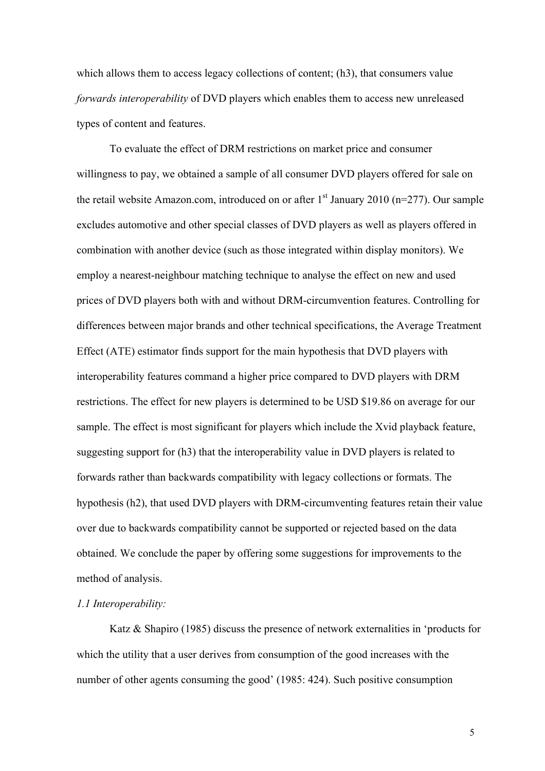which allows them to access legacy collections of content; (h3), that consumers value *forwards interoperability* of DVD players which enables them to access new unreleased types of content and features.

To evaluate the effect of DRM restrictions on market price and consumer willingness to pay, we obtained a sample of all consumer DVD players offered for sale on the retail website Amazon.com, introduced on or after 1st January 2010 (n=277). Our sample excludes automotive and other special classes of DVD players as well as players offered in combination with another device (such as those integrated within display monitors). We employ a nearest-neighbour matching technique to analyse the effect on new and used prices of DVD players both with and without DRM-circumvention features. Controlling for differences between major brands and other technical specifications, the Average Treatment Effect (ATE) estimator finds support for the main hypothesis that DVD players with interoperability features command a higher price compared to DVD players with DRM restrictions. The effect for new players is determined to be USD $19.86 on average for our sample. The effect is most significant for players which include the Xvid playback feature, suggesting support for (h3) that the interoperability value in DVD players is related to forwards rather than backwards compatibility with legacy collections or formats. The hypothesis (h2), that used DVD players with DRM-circumventing features retain their value over due to backwards compatibility cannot be supported or rejected based on the data obtained. We conclude the paper by offering some suggestions for improvements to the method of analysis.

*1.1 Interoperability:*

Katz & Shapiro (1985) discuss the presence of network externalities in 'products for which the utility that a user derives from consumption of the good increases with the number of other agents consuming the good' (1985: 424). Such positive consumption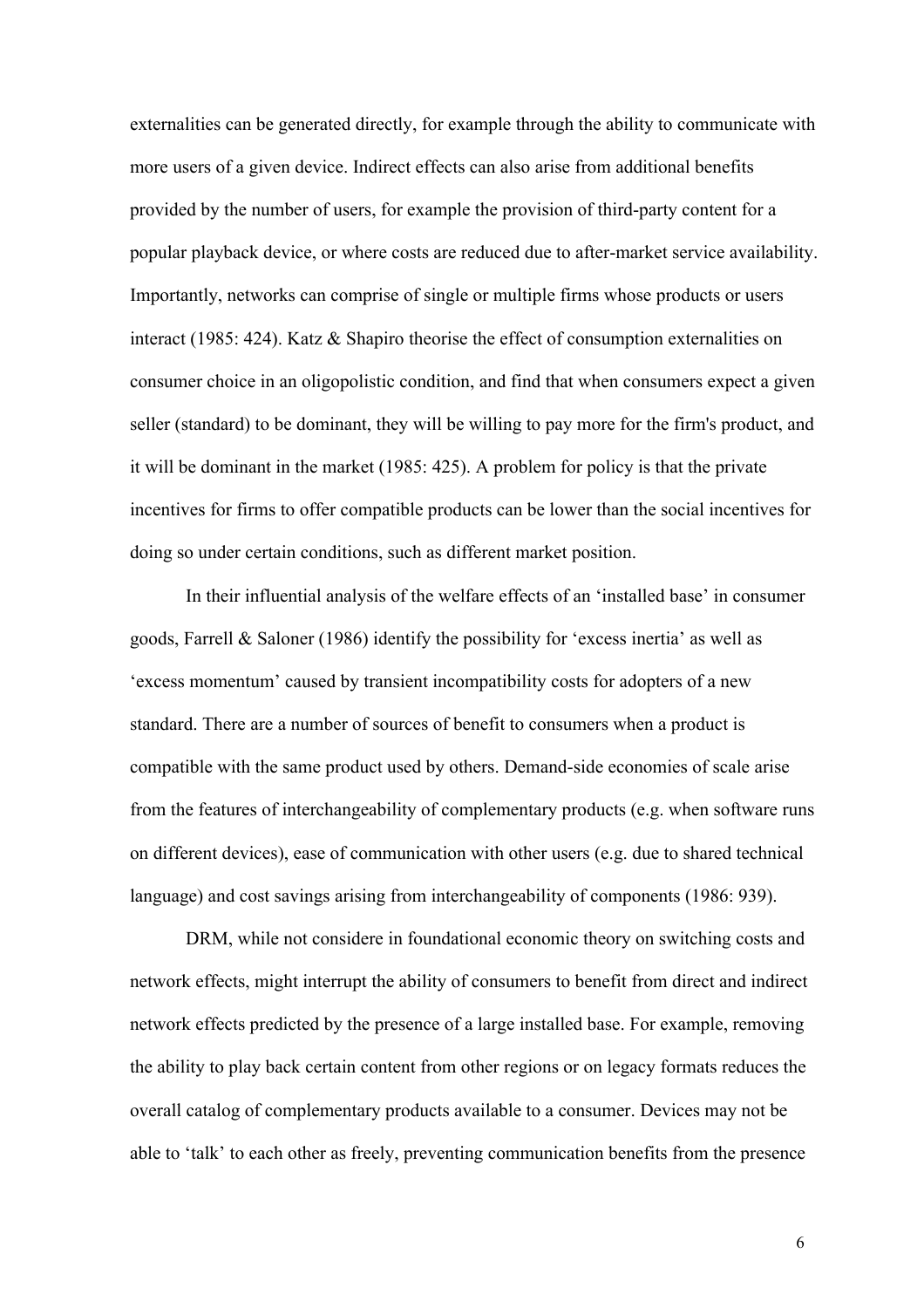externalities can be generated directly, for example through the ability to communicate with more users of a given device. Indirect effects can also arise from additional benefits provided by the number of users, for example the provision of third-party content for a popular playback device, or where costs are reduced due to after-market service availability. Importantly, networks can comprise of single or multiple firms whose products or users interact (1985: 424). Katz & Shapiro theorise the effect of consumption externalities on consumer choice in an oligopolistic condition, and find that when consumers expect a given seller (standard) to be dominant, they will be willing to pay more for the firm's product, and it will be dominant in the market (1985: 425). A problem for policy is that the private incentives for firms to offer compatible products can be lower than the social incentives for doing so under certain conditions, such as different market position.

In their influential analysis of the welfare effects of an 'installed base' in consumer goods, Farrell & Saloner (1986) identify the possibility for 'excess inertia' as well as 'excess momentum' caused by transient incompatibility costs for adopters of a new standard. There are a number of sources of benefit to consumers when a product is compatible with the same product used by others. Demand-side economies of scale arise from the features of interchangeability of complementary products (e.g. when software runs on different devices), ease of communication with other users (e.g. due to shared technical language) and cost savings arising from interchangeability of components (1986: 939).

DRM, while not considere in foundational economic theory on switching costs and network effects, might interrupt the ability of consumers to benefit from direct and indirect network effects predicted by the presence of a large installed base. For example, removing the ability to play back certain content from other regions or on legacy formats reduces the overall catalog of complementary products available to a consumer. Devices may not be able to 'talk' to each other as freely, preventing communication benefits from the presence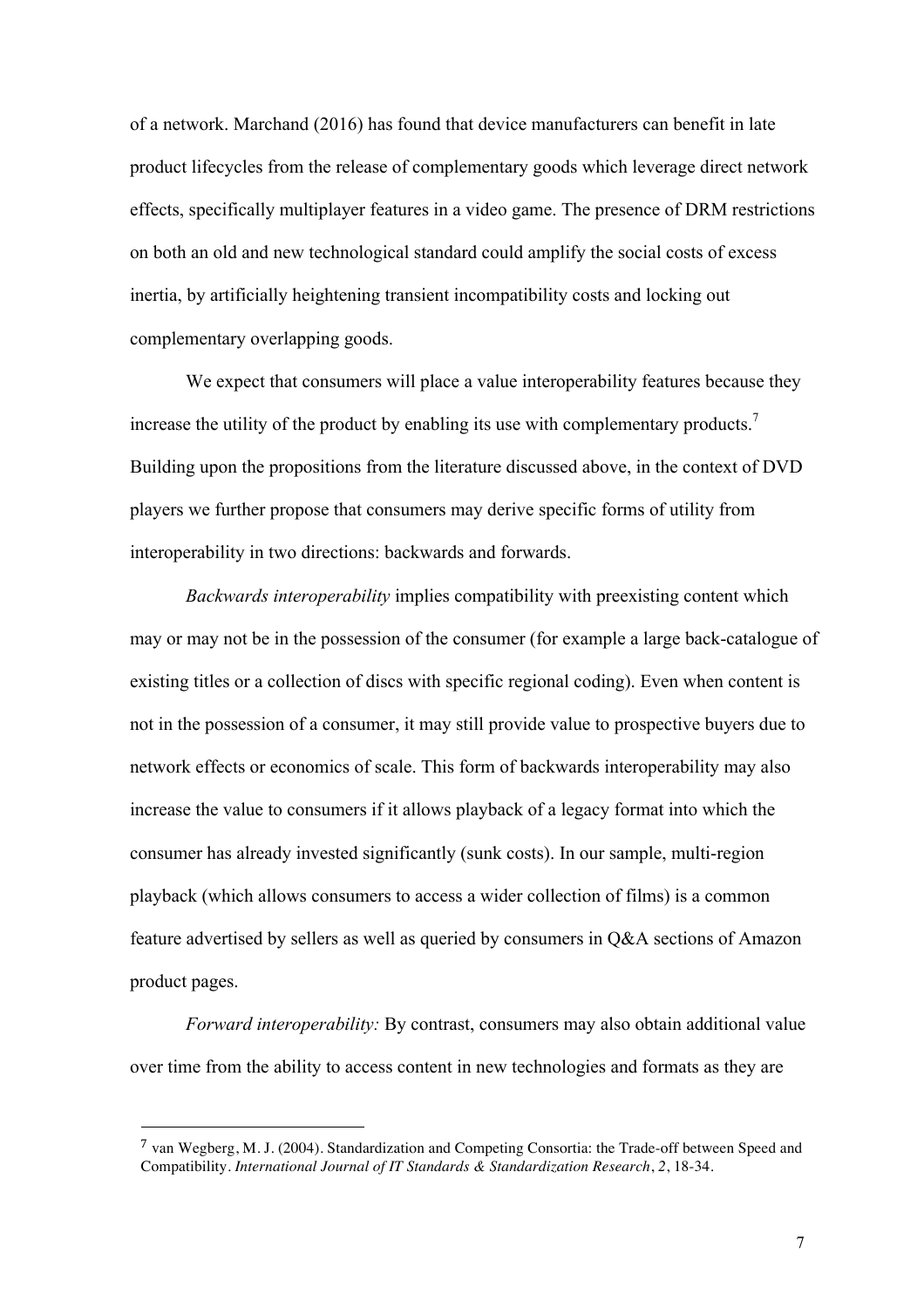of a network. Marchand (2016) has found that device manufacturers can benefit in late product lifecycles from the release of complementary goods which leverage direct network effects, specifically multiplayer features in a video game. The presence of DRM restrictions on both an old and new technological standard could amplify the social costs of excess inertia, by artificially heightening transient incompatibility costs and locking out complementary overlapping goods.

We expect that consumers will place a value interoperability features because they increase the utility of the product by enabling its use with complementary products.[7] Building upon the propositions from the literature discussed above, in the context of DVD players we further propose that consumers may derive specific forms of utility from interoperability in two directions: backwards and forwards.

*Backwards interoperability* implies compatibility with preexisting content which may or may not be in the possession of the consumer (for example a large back-catalogue of existing titles or a collection of discs with specific regional coding). Even when content is not in the possession of a consumer, it may still provide value to prospective buyers due to network effects or economics of scale. This form of backwards interoperability may also increase the value to consumers if it allows playback of a legacy format into which the consumer has already invested significantly (sunk costs). In our sample, multi-region playback (which allows consumers to access a wider collection of films) is a common feature advertised by sellers as well as queried by consumers in Q&A sections of Amazon product pages.

*Forward interoperability:* By contrast, consumers may also obtain additional value over time from the ability to access content in new technologies and formats as they are

[7] van Wegberg, M. J. (2004). Standardization and Competing Consortia: the Trade-off between Speed and Compatibility. *International Journal of IT Standards & Standardization Research*, *2*, 18-34.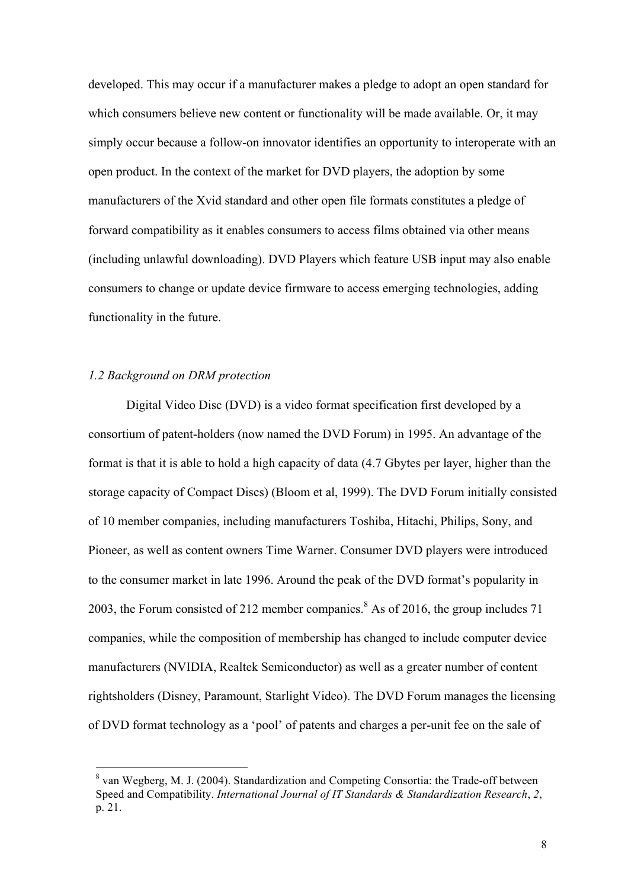developed. This may occur if a manufacturer makes a pledge to adopt an open standard for which consumers believe new content or functionality will be made available. Or, it may simply occur because a follow-on innovator identifies an opportunity to interoperate with an open product. In the context of the market for DVD players, the adoption by some manufacturers of the Xvid standard and other open file formats constitutes a pledge of forward compatibility as it enables consumers to access films obtained via other means (including unlawful downloading). DVD Players which feature USB input may also enable consumers to change or update device firmware to access emerging technologies, adding functionality in the future.

### *1.2 Background on DRM protection*

Digital Video Disc (DVD) is a video format specification first developed by a consortium of patent-holders (now named the DVD Forum) in 1995. An advantage of the format is that it is able to hold a high capacity of data (4.7 Gbytes per layer, higher than the storage capacity of Compact Discs) (Bloom et al, 1999). The DVD Forum initially consisted of 10 member companies, including manufacturers Toshiba, Hitachi, Philips, Sony, and Pioneer, as well as content owners Time Warner. Consumer DVD players were introduced to the consumer market in late 1996. Around the peak of the DVD format's popularity in 2003, the Forum consisted of 212 member companies.[8] As of 2016, the group includes 71 companies, while the composition of membership has changed to include computer device manufacturers (NVIDIA, Realtek Semiconductor) as well as a greater number of content rightsholders (Disney, Paramount, Starlight Video). The DVD Forum manages the licensing of DVD format technology as a 'pool' of patents and charges a per-unit fee on the sale of

[8] van Wegberg, M. J. (2004). Standardization and Competing Consortia: the Trade-off between Speed and Compatibility. *International Journal of IT Standards & Standardization Research*, *2*, p. 21.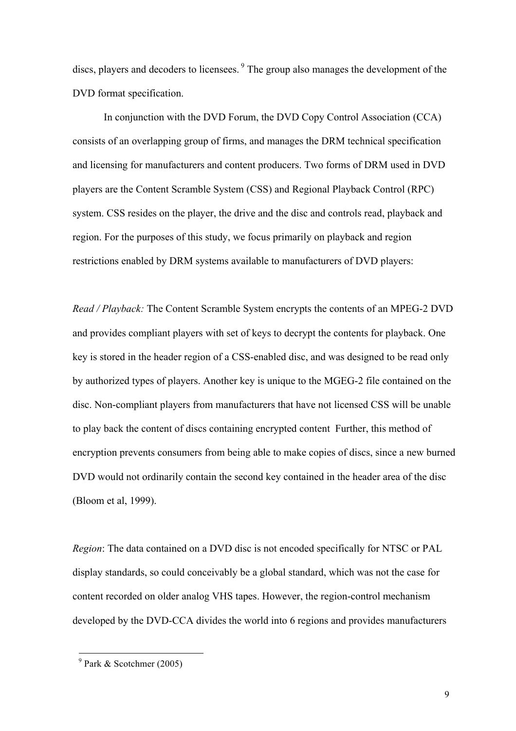discs, players and decoders to licensees.[9] The group also manages the development of the DVD format specification.

In conjunction with the DVD Forum, the DVD Copy Control Association (CCA) consists of an overlapping group of firms, and manages the DRM technical specification and licensing for manufacturers and content producers. Two forms of DRM used in DVD players are the Content Scramble System (CSS) and Regional Playback Control (RPC) system. CSS resides on the player, the drive and the disc and controls read, playback and region. For the purposes of this study, we focus primarily on playback and region restrictions enabled by DRM systems available to manufacturers of DVD players:

*Read / Playback:* The Content Scramble System encrypts the contents of an MPEG-2 DVD and provides compliant players with set of keys to decrypt the contents for playback. One key is stored in the header region of a CSS-enabled disc, and was designed to be read only by authorized types of players. Another key is unique to the MGEG-2 file contained on the disc. Non-compliant players from manufacturers that have not licensed CSS will be unable to play back the content of discs containing encrypted content Further, this method of encryption prevents consumers from being able to make copies of discs, since a new burned DVD would not ordinarily contain the second key contained in the header area of the disc (Bloom et al, 1999).

*Region*: The data contained on a DVD disc is not encoded specifically for NTSC or PAL display standards, so could conceivably be a global standard, which was not the case for content recorded on older analog VHS tapes. However, the region-control mechanism developed by the DVD-CCA divides the world into 6 regions and provides manufacturers

[9] Park & Scotchmer (2005)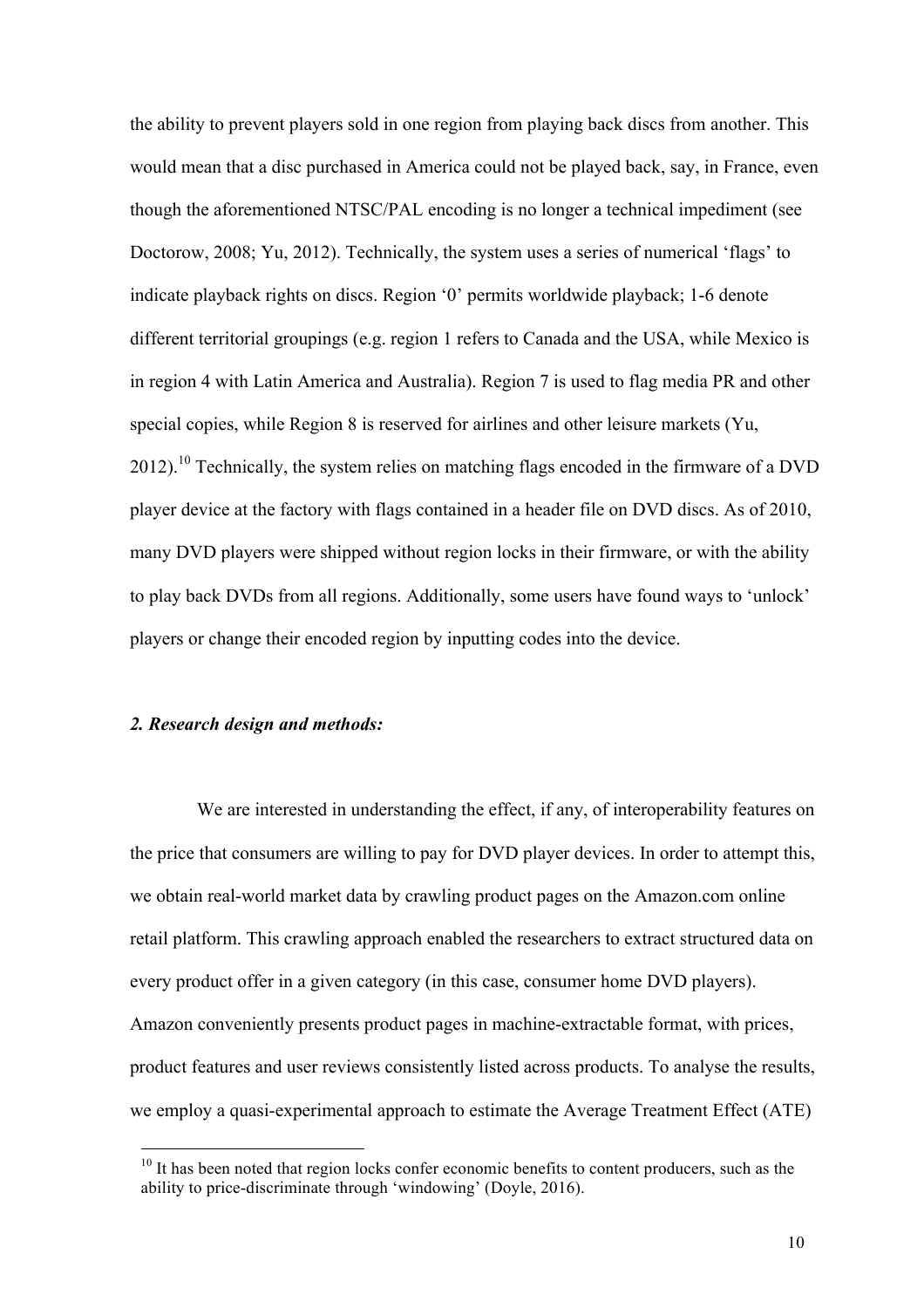the ability to prevent players sold in one region from playing back discs from another. This would mean that a disc purchased in America could not be played back, say, in France, even though the aforementioned NTSC/PAL encoding is no longer a technical impediment (see Doctorow, 2008; Yu, 2012). Technically, the system uses a series of numerical 'flags' to indicate playback rights on discs. Region '0' permits worldwide playback; 1-6 denote different territorial groupings (e.g. region 1 refers to Canada and the USA, while Mexico is in region 4 with Latin America and Australia). Region 7 is used to flag media PR and other special copies, while Region 8 is reserved for airlines and other leisure markets (Yu, 2012).[10] Technically, the system relies on matching flags encoded in the firmware of a DVD player device at the factory with flags contained in a header file on DVD discs. As of 2010, many DVD players were shipped without region locks in their firmware, or with the ability to play back DVDs from all regions. Additionally, some users have found ways to 'unlock' players or change their encoded region by inputting codes into the device.

### *2. Research design and methods:*

We are interested in understanding the effect, if any, of interoperability features on the price that consumers are willing to pay for DVD player devices. In order to attempt this, we obtain real-world market data by crawling product pages on the Amazon.com online retail platform. This crawling approach enabled the researchers to extract structured data on every product offer in a given category (in this case, consumer home DVD players). Amazon conveniently presents product pages in machine-extractable format, with prices, product features and user reviews consistently listed across products. To analyse the results, we employ a quasi-experimental approach to estimate the Average Treatment Effect (ATE)

[10] It has been noted that region locks confer economic benefits to content producers, such as the ability to price-discriminate through 'windowing' (Doyle, 2016).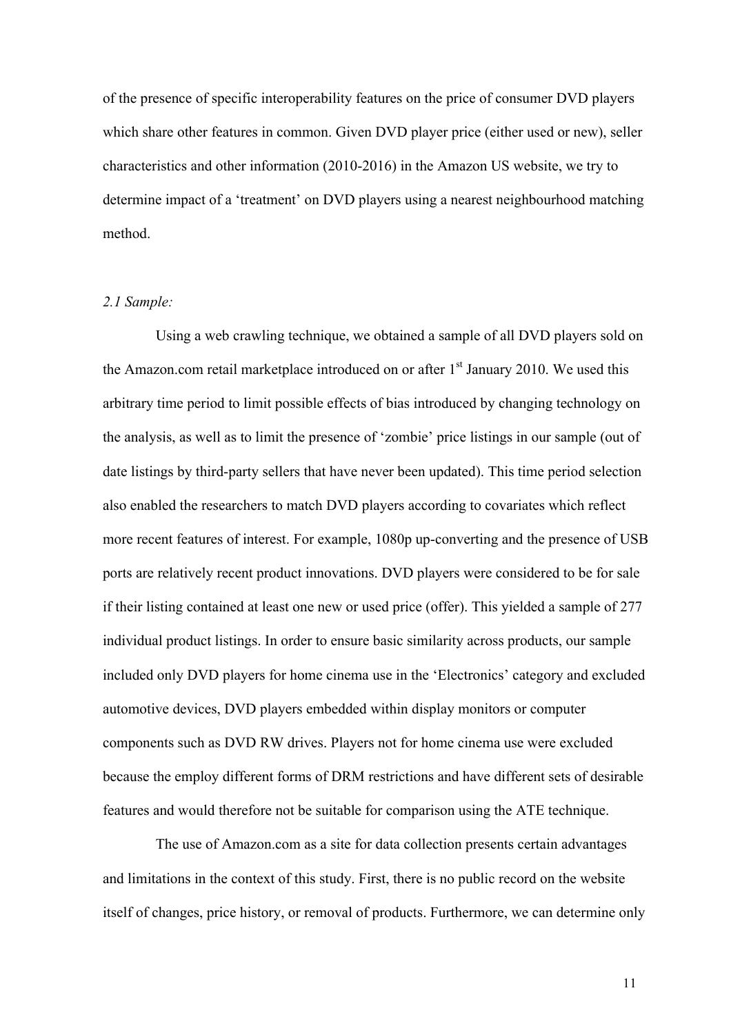of the presence of specific interoperability features on the price of consumer DVD players which share other features in common. Given DVD player price (either used or new), seller characteristics and other information (2010-2016) in the Amazon US website, we try to determine impact of a 'treatment' on DVD players using a nearest neighbourhood matching method.

*2.1 Sample:*

Using a web crawling technique, we obtained a sample of all DVD players sold on the Amazon.com retail marketplace introduced on or after 1st January 2010. We used this arbitrary time period to limit possible effects of bias introduced by changing technology on the analysis, as well as to limit the presence of 'zombie' price listings in our sample (out of date listings by third-party sellers that have never been updated). This time period selection also enabled the researchers to match DVD players according to covariates which reflect more recent features of interest. For example, 1080p up-converting and the presence of USB ports are relatively recent product innovations. DVD players were considered to be for sale if their listing contained at least one new or used price (offer). This yielded a sample of 277 individual product listings. In order to ensure basic similarity across products, our sample included only DVD players for home cinema use in the 'Electronics' category and excluded automotive devices, DVD players embedded within display monitors or computer components such as DVD RW drives. Players not for home cinema use were excluded because the employ different forms of DRM restrictions and have different sets of desirable features and would therefore not be suitable for comparison using the ATE technique.

The use of Amazon.com as a site for data collection presents certain advantages and limitations in the context of this study. First, there is no public record on the website itself of changes, price history, or removal of products. Furthermore, we can determine only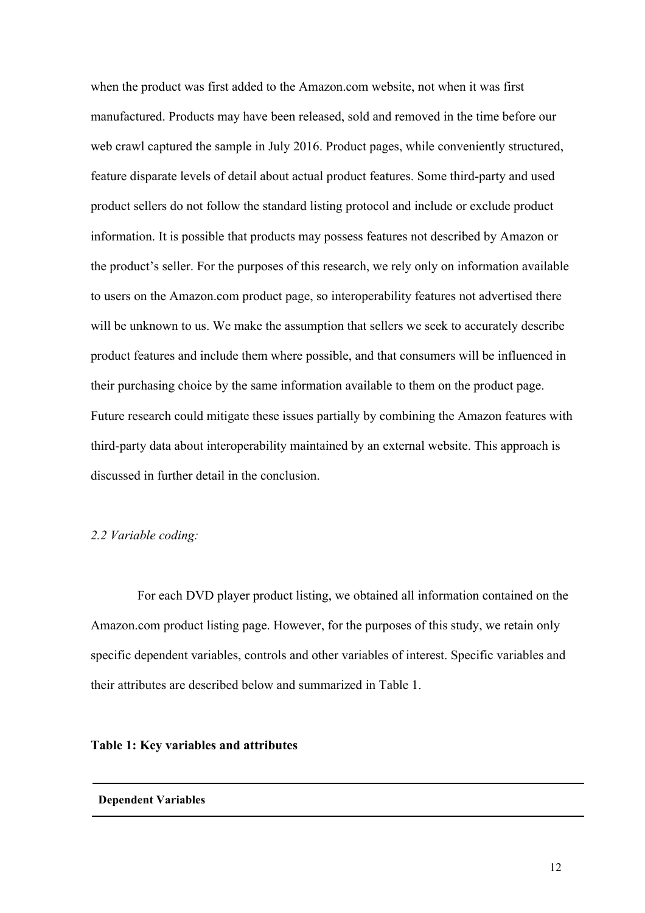when the product was first added to the Amazon.com website, not when it was first manufactured. Products may have been released, sold and removed in the time before our web crawl captured the sample in July 2016. Product pages, while conveniently structured, feature disparate levels of detail about actual product features. Some third-party and used product sellers do not follow the standard listing protocol and include or exclude product information. It is possible that products may possess features not described by Amazon or the product's seller. For the purposes of this research, we rely only on information available to users on the Amazon.com product page, so interoperability features not advertised there will be unknown to us. We make the assumption that sellers we seek to accurately describe product features and include them where possible, and that consumers will be influenced in their purchasing choice by the same information available to them on the product page. Future research could mitigate these issues partially by combining the Amazon features with third-party data about interoperability maintained by an external website. This approach is discussed in further detail in the conclusion.

*2.2 Variable coding:*

For each DVD player product listing, we obtained all information contained on the Amazon.com product listing page. However, for the purposes of this study, we retain only specific dependent variables, controls and other variables of interest. Specific variables and their attributes are described below and summarized in Table 1.

**Table 1: Key variables and attributes**

| **Dependent Variables** |
| --- |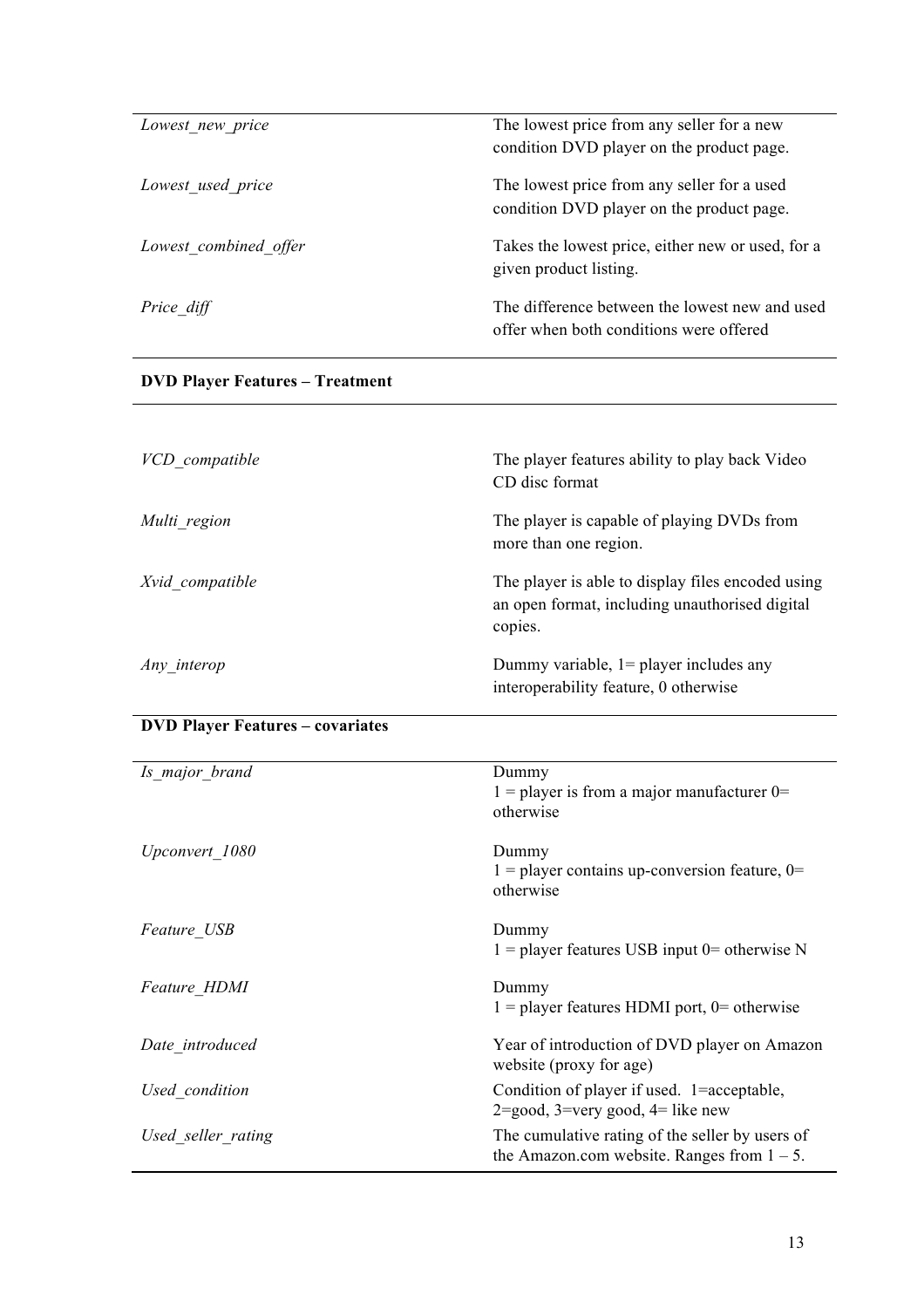| | |
|---|---|
| *Lowest_new_price* | The lowest price from any seller for a new condition DVD player on the product page. |
| *Lowest_used_price* | The lowest price from any seller for a used condition DVD player on the product page. |
| *Lowest_combined_offer* | Takes the lowest price, either new or used, for a given product listing. |
| *Price_diff* | The difference between the lowest new and used offer when both conditions were offered |
| **DVD Player Features – Treatment** | |
| *VCD_compatible* | The player features ability to play back Video CD disc format |
| *Multi_region* | The player is capable of playing DVDs from more than one region. |
| *Xvid_compatible* | The player is able to display files encoded using an open format, including unauthorised digital copies. |
| *Any_interop* | Dummy variable, 1= player includes any interoperability feature, 0 otherwise |
| **DVD Player Features – covariates** | |
| *Is_major_brand* | Dummy<br>1 = player is from a major manufacturer 0= otherwise |
| *Upconvert_1080* | Dummy<br>1 = player contains up-conversion feature, 0= otherwise |
| *Feature_USB* | Dummy<br>1 = player features USB input 0= otherwise N |
| *Feature_HDMI* | Dummy<br>1 = player features HDMI port, 0= otherwise |
| *Date_introduced* | Year of introduction of DVD player on Amazon website (proxy for age) |
| *Used_condition* | Condition of player if used. 1=acceptable, 2=good, 3=very good, 4= like new |
| *Used_seller_rating* | The cumulative rating of the seller by users of the Amazon.com website. Ranges from 1 – 5. |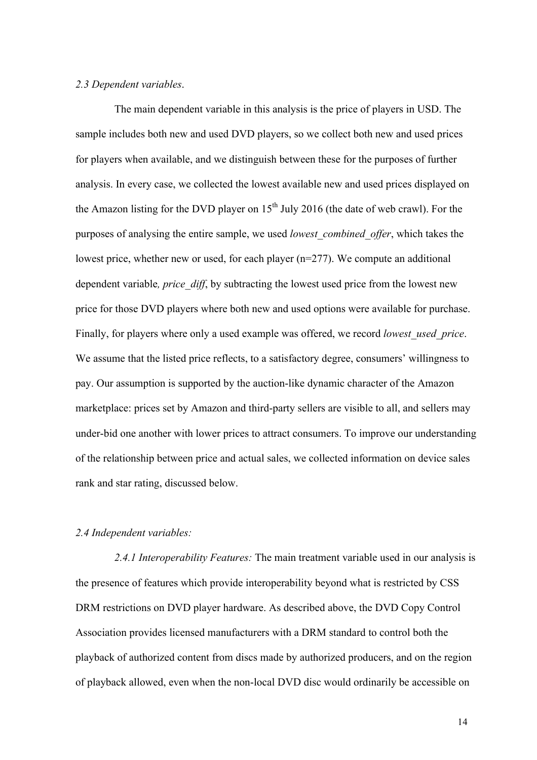*2.3 Dependent variables*.

The main dependent variable in this analysis is the price of players in USD. The sample includes both new and used DVD players, so we collect both new and used prices for players when available, and we distinguish between these for the purposes of further analysis. In every case, we collected the lowest available new and used prices displayed on the Amazon listing for the DVD player on 15th July 2016 (the date of web crawl). For the purposes of analysing the entire sample, we used *lowest_combined_offer*, which takes the lowest price, whether new or used, for each player (n=277). We compute an additional dependent variable*, price_diff*, by subtracting the lowest used price from the lowest new price for those DVD players where both new and used options were available for purchase. Finally, for players where only a used example was offered, we record *lowest_used_price*. We assume that the listed price reflects, to a satisfactory degree, consumers' willingness to pay. Our assumption is supported by the auction-like dynamic character of the Amazon marketplace: prices set by Amazon and third-party sellers are visible to all, and sellers may under-bid one another with lower prices to attract consumers. To improve our understanding of the relationship between price and actual sales, we collected information on device sales rank and star rating, discussed below.

*2.4 Independent variables:*

*2.4.1 Interoperability Features:* The main treatment variable used in our analysis is the presence of features which provide interoperability beyond what is restricted by CSS DRM restrictions on DVD player hardware. As described above, the DVD Copy Control Association provides licensed manufacturers with a DRM standard to control both the playback of authorized content from discs made by authorized producers, and on the region of playback allowed, even when the non-local DVD disc would ordinarily be accessible on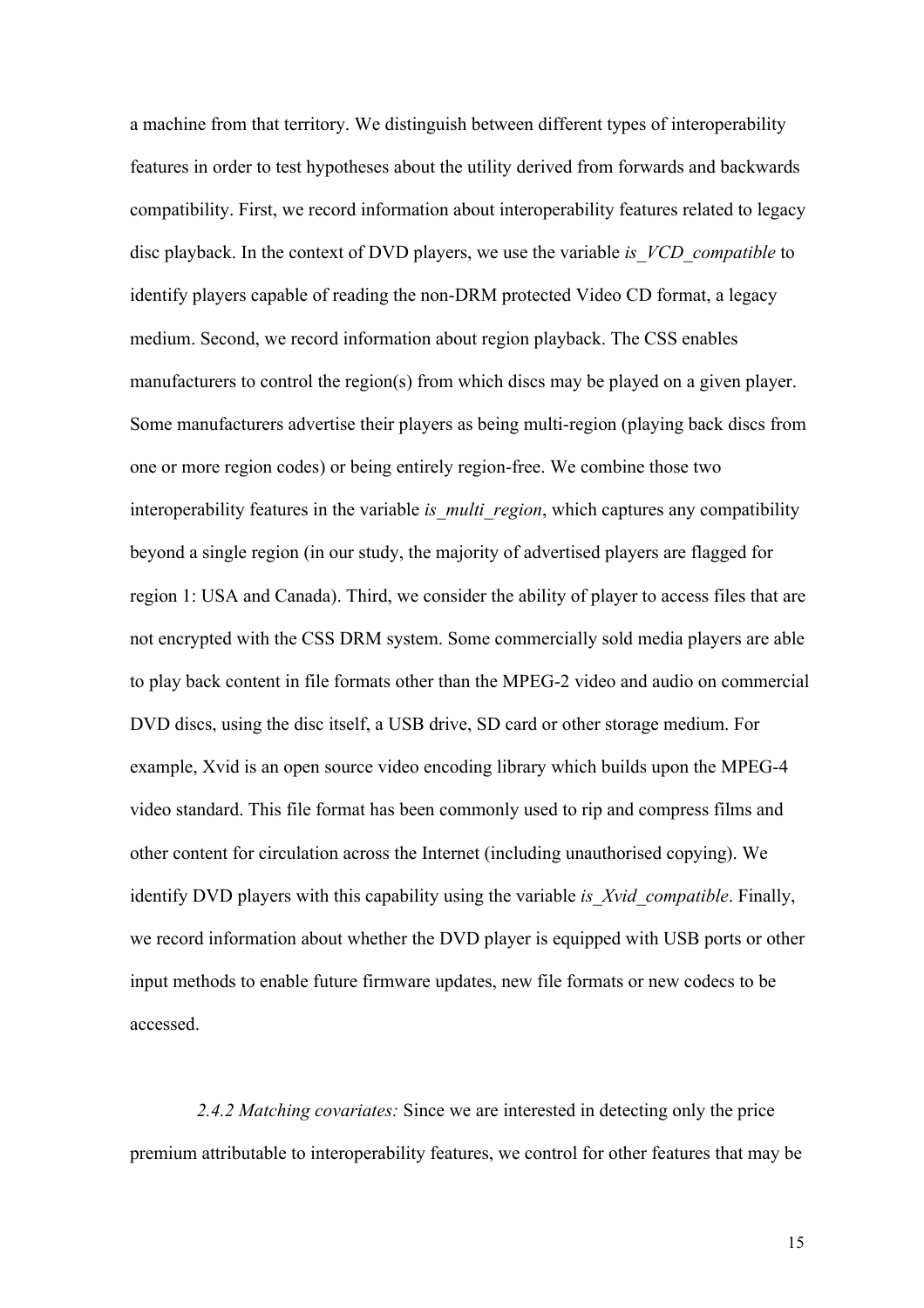a machine from that territory. We distinguish between different types of interoperability features in order to test hypotheses about the utility derived from forwards and backwards compatibility. First, we record information about interoperability features related to legacy disc playback. In the context of DVD players, we use the variable *is_VCD_compatible* to identify players capable of reading the non-DRM protected Video CD format, a legacy medium. Second, we record information about region playback. The CSS enables manufacturers to control the region(s) from which discs may be played on a given player. Some manufacturers advertise their players as being multi-region (playing back discs from one or more region codes) or being entirely region-free. We combine those two interoperability features in the variable *is_multi_region*, which captures any compatibility beyond a single region (in our study, the majority of advertised players are flagged for region 1: USA and Canada). Third, we consider the ability of player to access files that are not encrypted with the CSS DRM system. Some commercially sold media players are able to play back content in file formats other than the MPEG-2 video and audio on commercial DVD discs, using the disc itself, a USB drive, SD card or other storage medium. For example, Xvid is an open source video encoding library which builds upon the MPEG-4 video standard. This file format has been commonly used to rip and compress films and other content for circulation across the Internet (including unauthorised copying). We identify DVD players with this capability using the variable *is_Xvid_compatible*. Finally, we record information about whether the DVD player is equipped with USB ports or other input methods to enable future firmware updates, new file formats or new codecs to be accessed.

*2.4.2 Matching covariates:* Since we are interested in detecting only the price premium attributable to interoperability features, we control for other features that may be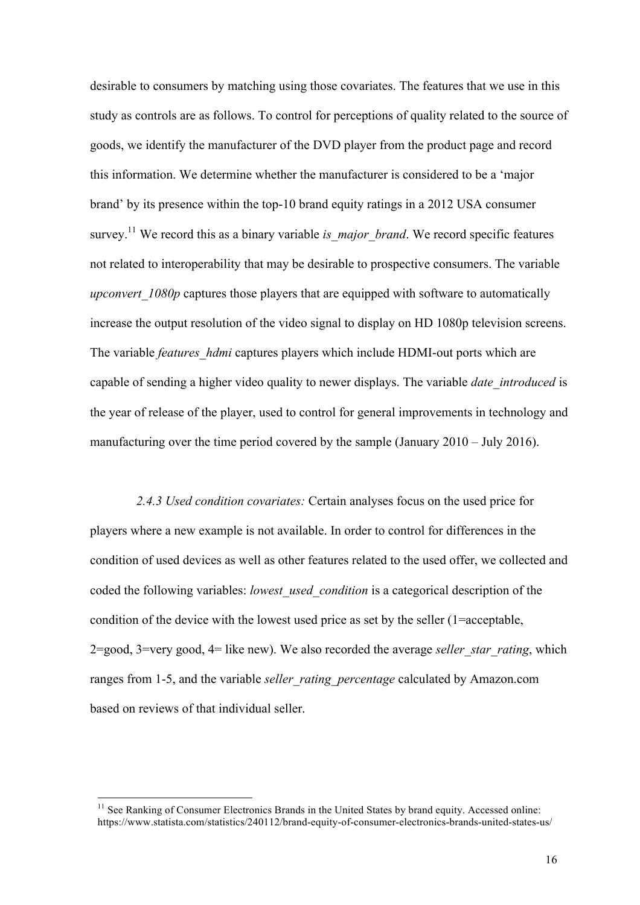desirable to consumers by matching using those covariates. The features that we use in this study as controls are as follows. To control for perceptions of quality related to the source of goods, we identify the manufacturer of the DVD player from the product page and record this information. We determine whether the manufacturer is considered to be a 'major brand' by its presence within the top-10 brand equity ratings in a 2012 USA consumer survey.[11] We record this as a binary variable *is_major_brand*. We record specific features not related to interoperability that may be desirable to prospective consumers. The variable *upconvert_1080p* captures those players that are equipped with software to automatically increase the output resolution of the video signal to display on HD 1080p television screens. The variable *features_hdmi* captures players which include HDMI-out ports which are capable of sending a higher video quality to newer displays. The variable *date_introduced* is the year of release of the player, used to control for general improvements in technology and manufacturing over the time period covered by the sample (January 2010 – July 2016).

*2.4.3 Used condition covariates:* Certain analyses focus on the used price for players where a new example is not available. In order to control for differences in the condition of used devices as well as other features related to the used offer, we collected and coded the following variables: *lowest_used_condition* is a categorical description of the condition of the device with the lowest used price as set by the seller (1=acceptable, 2=good, 3=very good, 4= like new). We also recorded the average *seller_star_rating*, which ranges from 1-5, and the variable *seller_rating_percentage* calculated by Amazon.com based on reviews of that individual seller.

[11] See Ranking of Consumer Electronics Brands in the United States by brand equity. Accessed online: https://www.statista.com/statistics/240112/brand-equity-of-consumer-electronics-brands-united-states-us/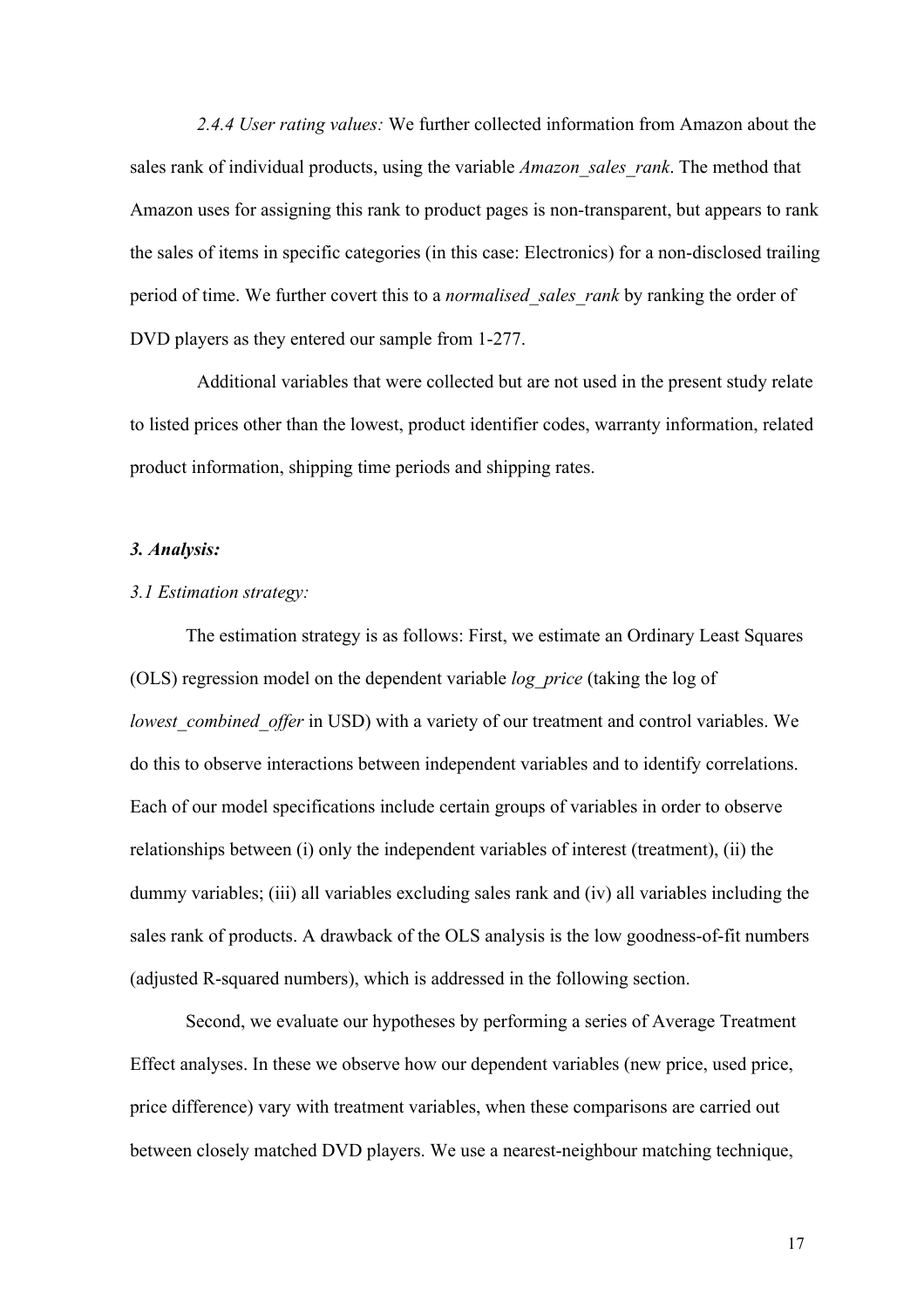*2.4.4 User rating values:* We further collected information from Amazon about the sales rank of individual products, using the variable *Amazon_sales_rank*. The method that Amazon uses for assigning this rank to product pages is non-transparent, but appears to rank the sales of items in specific categories (in this case: Electronics) for a non-disclosed trailing period of time. We further covert this to a *normalised_sales_rank* by ranking the order of DVD players as they entered our sample from 1-277.

Additional variables that were collected but are not used in the present study relate to listed prices other than the lowest, product identifier codes, warranty information, related product information, shipping time periods and shipping rates.

### *3. Analysis:*

#### *3.1 Estimation strategy:*

The estimation strategy is as follows: First, we estimate an Ordinary Least Squares (OLS) regression model on the dependent variable *log_price* (taking the log of *lowest_combined_offer* in USD) with a variety of our treatment and control variables. We do this to observe interactions between independent variables and to identify correlations. Each of our model specifications include certain groups of variables in order to observe relationships between (i) only the independent variables of interest (treatment), (ii) the dummy variables; (iii) all variables excluding sales rank and (iv) all variables including the sales rank of products. A drawback of the OLS analysis is the low goodness-of-fit numbers (adjusted R-squared numbers), which is addressed in the following section.

Second, we evaluate our hypotheses by performing a series of Average Treatment Effect analyses. In these we observe how our dependent variables (new price, used price, price difference) vary with treatment variables, when these comparisons are carried out between closely matched DVD players. We use a nearest-neighbour matching technique,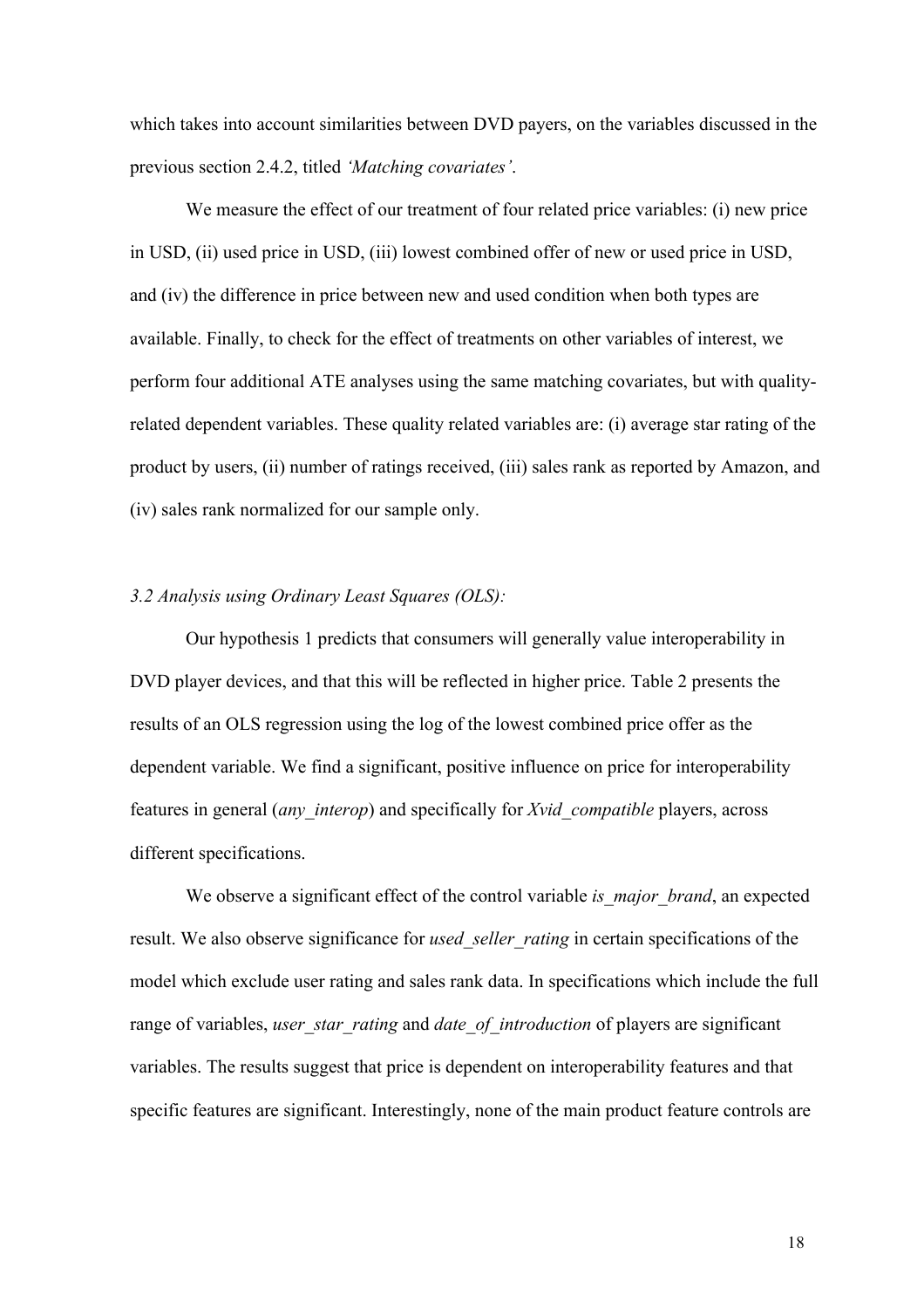which takes into account similarities between DVD payers, on the variables discussed in the previous section 2.4.2, titled *'Matching covariates'*.

We measure the effect of our treatment of four related price variables: (i) new price in USD, (ii) used price in USD, (iii) lowest combined offer of new or used price in USD, and (iv) the difference in price between new and used condition when both types are available. Finally, to check for the effect of treatments on other variables of interest, we perform four additional ATE analyses using the same matching covariates, but with quality-related dependent variables. These quality related variables are: (i) average star rating of the product by users, (ii) number of ratings received, (iii) sales rank as reported by Amazon, and (iv) sales rank normalized for our sample only.

### *3.2 Analysis using Ordinary Least Squares (OLS):*

Our hypothesis 1 predicts that consumers will generally value interoperability in DVD player devices, and that this will be reflected in higher price. Table 2 presents the results of an OLS regression using the log of the lowest combined price offer as the dependent variable. We find a significant, positive influence on price for interoperability features in general (*any_interop*) and specifically for *Xvid_compatible* players, across different specifications.

We observe a significant effect of the control variable *is_major_brand*, an expected result. We also observe significance for *used_seller_rating* in certain specifications of the model which exclude user rating and sales rank data. In specifications which include the full range of variables, *user_star_rating* and *date_of_introduction* of players are significant variables. The results suggest that price is dependent on interoperability features and that specific features are significant. Interestingly, none of the main product feature controls are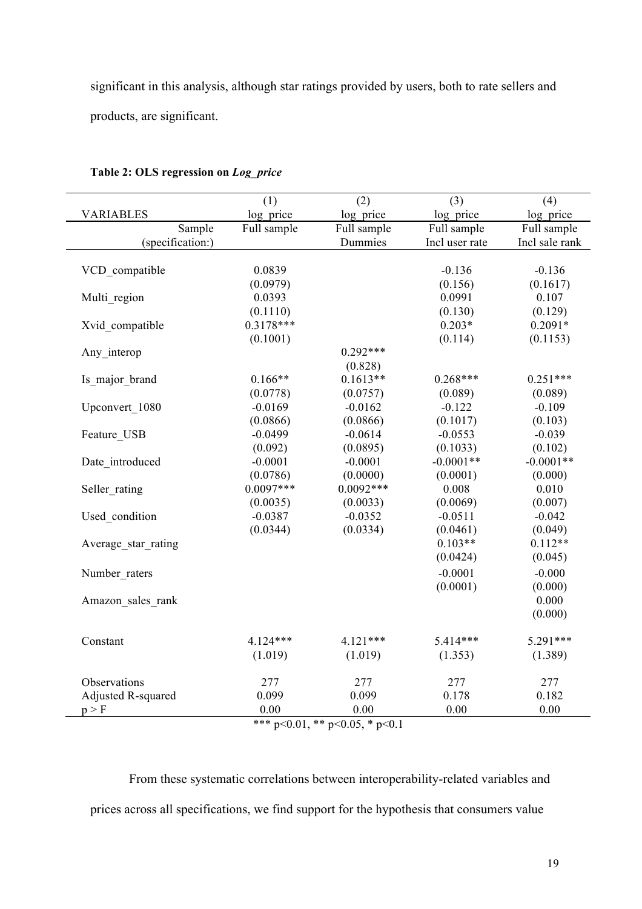significant in this analysis, although star ratings provided by users, both to rate sellers and products, are significant.

**Table 2: OLS regression on *Log_price***

| VARIABLES | (1) log_price | (2) log_price | (3) log_price | (4) log_price |
|---|---|---|---|---|
| Sample (specification:) | Full sample | Full sample Dummies | Full sample Incl user rate | Full sample Incl sale rank |
| VCD_compatible | 0.0839 | | -0.136 | -0.136 |
| | (0.0979) | | (0.156) | (0.1617) |
| Multi_region | 0.0393 | | 0.0991 | 0.107 |
| | (0.1110) | | (0.130) | (0.129) |
| Xvid_compatible | 0.3178*** | | 0.203* | 0.2091* |
| | (0.1001) | | (0.114) | (0.1153) |
| Any_interop | | 0.292*** | | |
| | | (0.828) | | |
| Is_major_brand | 0.166** | 0.1613** | 0.268*** | 0.251*** |
| | (0.0778) | (0.0757) | (0.089) | (0.089) |
| Upconvert_1080 | -0.0169 | -0.0162 | -0.122 | -0.109 |
| | (0.0866) | (0.0866) | (0.1017) | (0.103) |
| Feature_USB | -0.0499 | -0.0614 | -0.0553 | -0.039 |
| | (0.092) | (0.0895) | (0.1033) | (0.102) |
| Date_introduced | -0.0001 | -0.0001 | -0.0001** | -0.0001** |
| | (0.0786) | (0.0000) | (0.0001) | (0.000) |
| Seller_rating | 0.0097*** | 0.0092*** | 0.008 | 0.010 |
| | (0.0035) | (0.0033) | (0.0069) | (0.007) |
| Used_condition | -0.0387 | -0.0352 | -0.0511 | -0.042 |
| | (0.0344) | (0.0334) | (0.0461) | (0.049) |
| Average_star_rating | | | 0.103** | 0.112** |
| | | | (0.0424) | (0.045) |
| Number_raters | | | -0.0001 | -0.000 |
| | | | (0.0001) | (0.000) |
| Amazon_sales_rank | | | | 0.000 |
| | | | | (0.000) |
| Constant | 4.124*** | 4.121*** | 5.414*** | 5.291*** |
| | (1.019) | (1.019) | (1.353) | (1.389) |
| Observations | 277 | 277 | 277 | 277 |
| Adjusted R-squared | 0.099 | 0.099 | 0.178 | 0.182 |
| p > F | 0.00 | 0.00 | 0.00 | 0.00 |

*** p<0.01, ** p<0.05, * p<0.1

From these systematic correlations between interoperability-related variables and prices across all specifications, we find support for the hypothesis that consumers value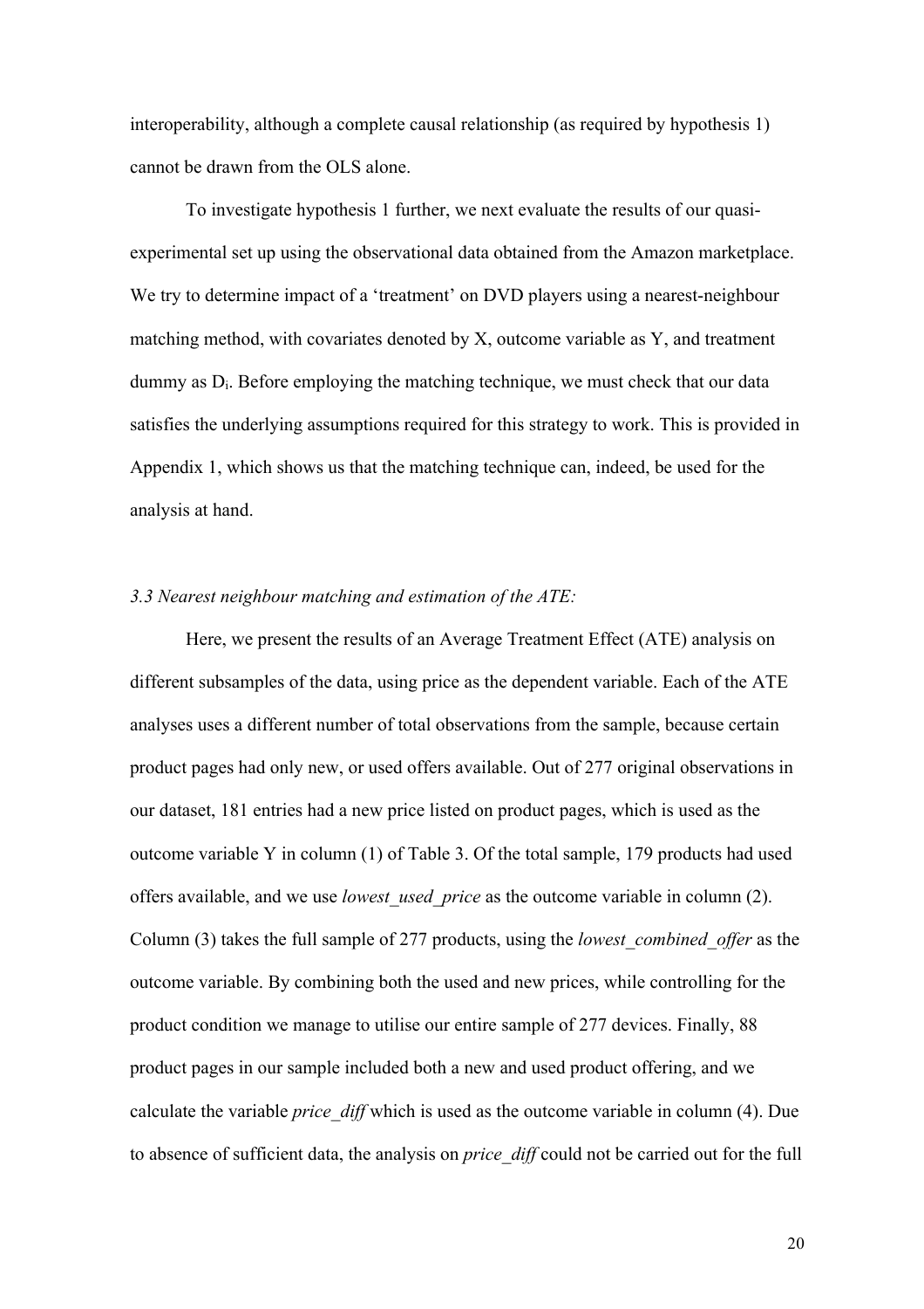interoperability, although a complete causal relationship (as required by hypothesis 1) cannot be drawn from the OLS alone.

To investigate hypothesis 1 further, we next evaluate the results of our quasi-experimental set up using the observational data obtained from the Amazon marketplace. We try to determine impact of a 'treatment' on DVD players using a nearest-neighbour matching method, with covariates denoted by X, outcome variable as Y, and treatment dummy as $D_i$. Before employing the matching technique, we must check that our data satisfies the underlying assumptions required for this strategy to work. This is provided in Appendix 1, which shows us that the matching technique can, indeed, be used for the analysis at hand.

### *3.3 Nearest neighbour matching and estimation of the ATE:*

Here, we present the results of an Average Treatment Effect (ATE) analysis on different subsamples of the data, using price as the dependent variable. Each of the ATE analyses uses a different number of total observations from the sample, because certain product pages had only new, or used offers available. Out of 277 original observations in our dataset, 181 entries had a new price listed on product pages, which is used as the outcome variable Y in column (1) of Table 3. Of the total sample, 179 products had used offers available, and we use *lowest_used_price* as the outcome variable in column (2). Column (3) takes the full sample of 277 products, using the *lowest_combined_offer* as the outcome variable. By combining both the used and new prices, while controlling for the product condition we manage to utilise our entire sample of 277 devices. Finally, 88 product pages in our sample included both a new and used product offering, and we calculate the variable *price_diff* which is used as the outcome variable in column (4). Due to absence of sufficient data, the analysis on *price_diff* could not be carried out for the full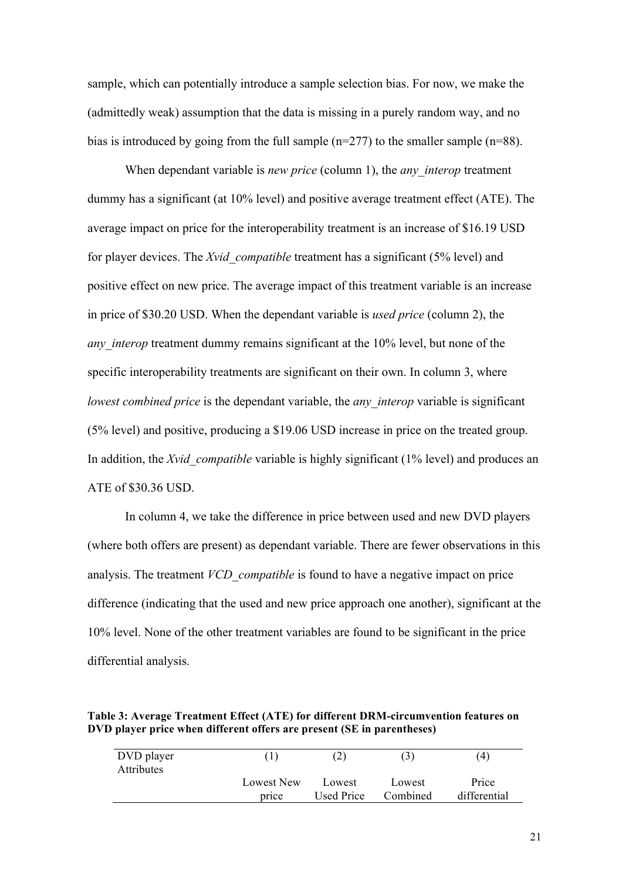sample, which can potentially introduce a sample selection bias. For now, we make the (admittedly weak) assumption that the data is missing in a purely random way, and no bias is introduced by going from the full sample (n=277) to the smaller sample (n=88).

When dependant variable is *new price* (column 1), the *any_interop* treatment dummy has a significant (at 10% level) and positive average treatment effect (ATE). The average impact on price for the interoperability treatment is an increase of $16.19 USD for player devices. The *Xvid_compatible* treatment has a significant (5% level) and positive effect on new price. The average impact of this treatment variable is an increase in price of $30.20 USD. When the dependant variable is *used price* (column 2), the *any_interop* treatment dummy remains significant at the 10% level, but none of the specific interoperability treatments are significant on their own. In column 3, where *lowest combined price* is the dependant variable, the *any_interop* variable is significant (5% level) and positive, producing a $19.06 USD increase in price on the treated group. In addition, the *Xvid_compatible* variable is highly significant (1% level) and produces an ATE of $30.36 USD.

In column 4, we take the difference in price between used and new DVD players (where both offers are present) as dependant variable. There are fewer observations in this analysis. The treatment *VCD_compatible* is found to have a negative impact on price difference (indicating that the used and new price approach one another), significant at the 10% level. None of the other treatment variables are found to be significant in the price differential analysis.

**Table 3: Average Treatment Effect (ATE) for different DRM-circumvention features on DVD player price when different offers are present (SE in parentheses)**

| DVD player Attributes | (1) | (2) | (3) | (4) |
|---|---|---|---|---|
| | Lowest New price | Lowest Used Price | Lowest Combined | Price differential |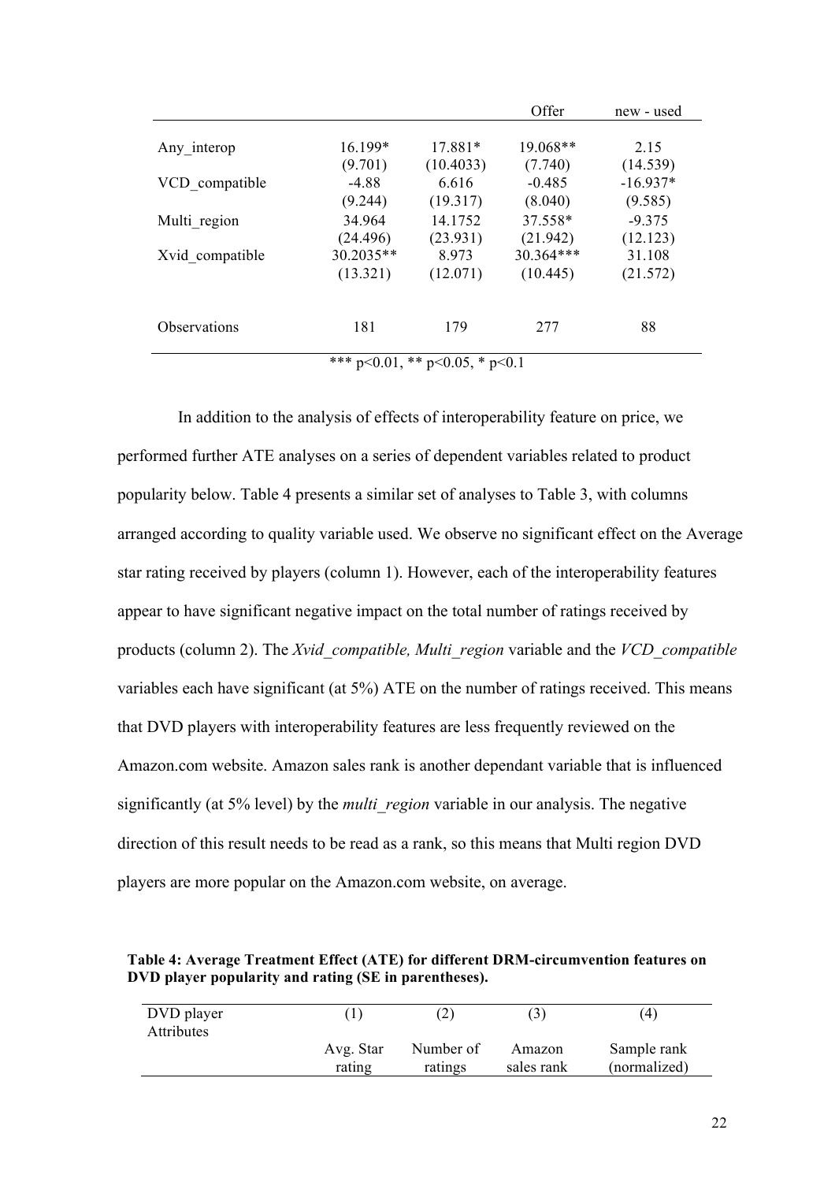| | | | Offer | new - used |
|---|---|---|---|---|
| Any_interop | 16.199* | 17.881* | 19.068** | 2.15 |
| | (9.701) | (10.4033) | (7.740) | (14.539) |
| VCD_compatible | -4.88 | 6.616 | -0.485 | -16.937* |
| | (9.244) | (19.317) | (8.040) | (9.585) |
| Multi_region | 34.964 | 14.1752 | 37.558* | -9.375 |
| | (24.496) | (23.931) | (21.942) | (12.123) |
| Xvid_compatible | 30.2035** | 8.973 | 30.364*** | 31.108 |
| | (13.321) | (12.071) | (10.445) | (21.572) |
| Observations | 181 | 179 | 277 | 88 |

*** p<0.01, ** p<0.05, * p<0.1

In addition to the analysis of effects of interoperability feature on price, we performed further ATE analyses on a series of dependent variables related to product popularity below. Table 4 presents a similar set of analyses to Table 3, with columns arranged according to quality variable used. We observe no significant effect on the Average star rating received by players (column 1). However, each of the interoperability features appear to have significant negative impact on the total number of ratings received by products (column 2). The *Xvid_compatible, Multi_region* variable and the *VCD_compatible* variables each have significant (at 5%) ATE on the number of ratings received. This means that DVD players with interoperability features are less frequently reviewed on the Amazon.com website. Amazon sales rank is another dependant variable that is influenced significantly (at 5% level) by the *multi_region* variable in our analysis. The negative direction of this result needs to be read as a rank, so this means that Multi region DVD players are more popular on the Amazon.com website, on average.

**Table 4: Average Treatment Effect (ATE) for different DRM-circumvention features on DVD player popularity and rating (SE in parentheses).**

| DVD player Attributes | (1) | (2) | (3) | (4) |
|---|---|---|---|---|
| | Avg. Star rating | Number of ratings | Amazon sales rank | Sample rank (normalized) |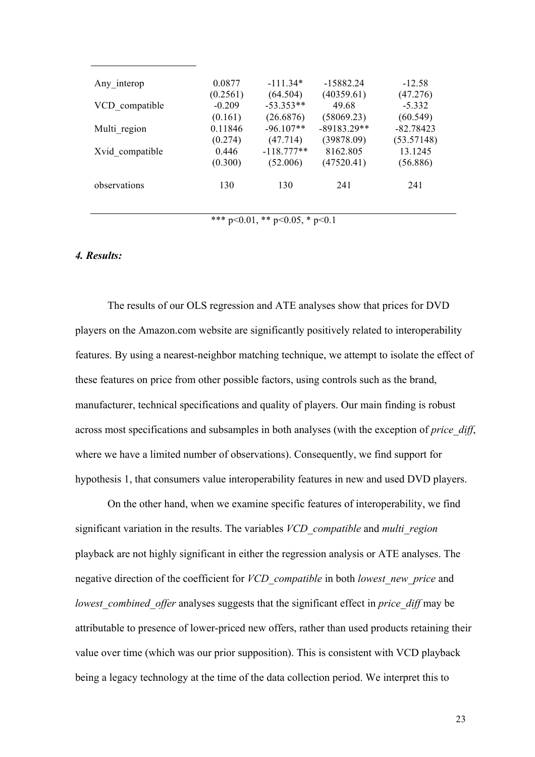| | | | | |
|---|---|---|---|---|
| Any_interop | 0.0877 | -111.34* | -15882.24 | -12.58 |
| | (0.2561) | (64.504) | (40359.61) | (47.276) |
| VCD_compatible | -0.209 | -53.353** | 49.68 | -5.332 |
| | (0.161) | (26.6876) | (58069.23) | (60.549) |
| Multi_region | 0.11846 | -96.107** | -89183.29** | -82.78423 |
| | (0.274) | (47.714) | (39878.09) | (53.57148) |
| Xvid_compatible | 0.446 | -118.777** | 8162.805 | 13.1245 |
| | (0.300) | (52.006) | (47520.41) | (56.886) |
| observations | 130 | 130 | 241 | 241 |

*** p<0.01, ** p<0.05, * p<0.1

### *4. Results:*

The results of our OLS regression and ATE analyses show that prices for DVD players on the Amazon.com website are significantly positively related to interoperability features. By using a nearest-neighbor matching technique, we attempt to isolate the effect of these features on price from other possible factors, using controls such as the brand, manufacturer, technical specifications and quality of players. Our main finding is robust across most specifications and subsamples in both analyses (with the exception of *price_diff*, where we have a limited number of observations). Consequently, we find support for hypothesis 1, that consumers value interoperability features in new and used DVD players.

On the other hand, when we examine specific features of interoperability, we find significant variation in the results. The variables *VCD_compatible* and *multi_region* playback are not highly significant in either the regression analysis or ATE analyses. The negative direction of the coefficient for *VCD_compatible* in both *lowest_new_price* and *lowest_combined_offer* analyses suggests that the significant effect in *price_diff* may be attributable to presence of lower-priced new offers, rather than used products retaining their value over time (which was our prior supposition). This is consistent with VCD playback being a legacy technology at the time of the data collection period. We interpret this to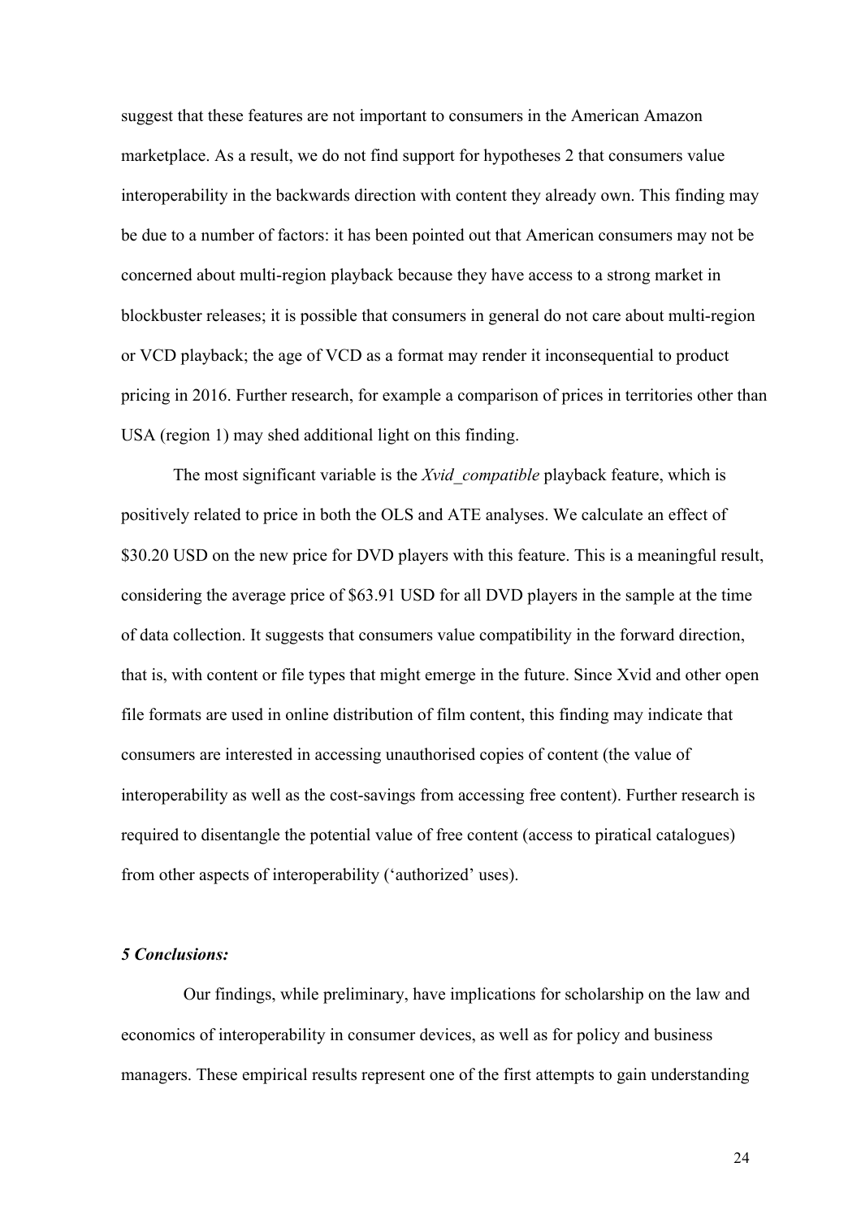suggest that these features are not important to consumers in the American Amazon marketplace. As a result, we do not find support for hypotheses 2 that consumers value interoperability in the backwards direction with content they already own. This finding may be due to a number of factors: it has been pointed out that American consumers may not be concerned about multi-region playback because they have access to a strong market in blockbuster releases; it is possible that consumers in general do not care about multi-region or VCD playback; the age of VCD as a format may render it inconsequential to product pricing in 2016. Further research, for example a comparison of prices in territories other than USA (region 1) may shed additional light on this finding.

The most significant variable is the *Xvid_compatible* playback feature, which is positively related to price in both the OLS and ATE analyses. We calculate an effect of $30.20 USD on the new price for DVD players with this feature. This is a meaningful result, considering the average price of $63.91 USD for all DVD players in the sample at the time of data collection. It suggests that consumers value compatibility in the forward direction, that is, with content or file types that might emerge in the future. Since Xvid and other open file formats are used in online distribution of film content, this finding may indicate that consumers are interested in accessing unauthorised copies of content (the value of interoperability as well as the cost-savings from accessing free content). Further research is required to disentangle the potential value of free content (access to piratical catalogues) from other aspects of interoperability ('authorized' uses).

### *5 Conclusions:*

Our findings, while preliminary, have implications for scholarship on the law and economics of interoperability in consumer devices, as well as for policy and business managers. These empirical results represent one of the first attempts to gain understanding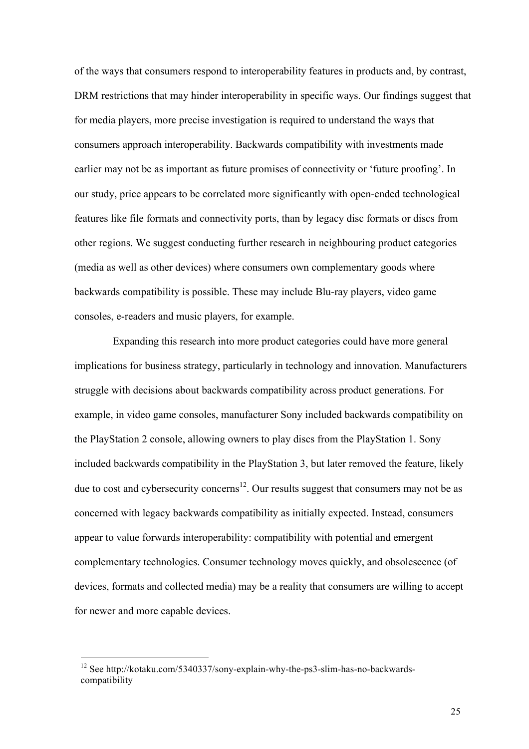of the ways that consumers respond to interoperability features in products and, by contrast, DRM restrictions that may hinder interoperability in specific ways. Our findings suggest that for media players, more precise investigation is required to understand the ways that consumers approach interoperability. Backwards compatibility with investments made earlier may not be as important as future promises of connectivity or 'future proofing'. In our study, price appears to be correlated more significantly with open-ended technological features like file formats and connectivity ports, than by legacy disc formats or discs from other regions. We suggest conducting further research in neighbouring product categories (media as well as other devices) where consumers own complementary goods where backwards compatibility is possible. These may include Blu-ray players, video game consoles, e-readers and music players, for example.

Expanding this research into more product categories could have more general implications for business strategy, particularly in technology and innovation. Manufacturers struggle with decisions about backwards compatibility across product generations. For example, in video game consoles, manufacturer Sony included backwards compatibility on the PlayStation 2 console, allowing owners to play discs from the PlayStation 1. Sony included backwards compatibility in the PlayStation 3, but later removed the feature, likely due to cost and cybersecurity concerns[12]. Our results suggest that consumers may not be as concerned with legacy backwards compatibility as initially expected. Instead, consumers appear to value forwards interoperability: compatibility with potential and emergent complementary technologies. Consumer technology moves quickly, and obsolescence (of devices, formats and collected media) may be a reality that consumers are willing to accept for newer and more capable devices.

---

[12] See http://kotaku.com/5340337/sony-explain-why-the-ps3-slim-has-no-backwards-compatibility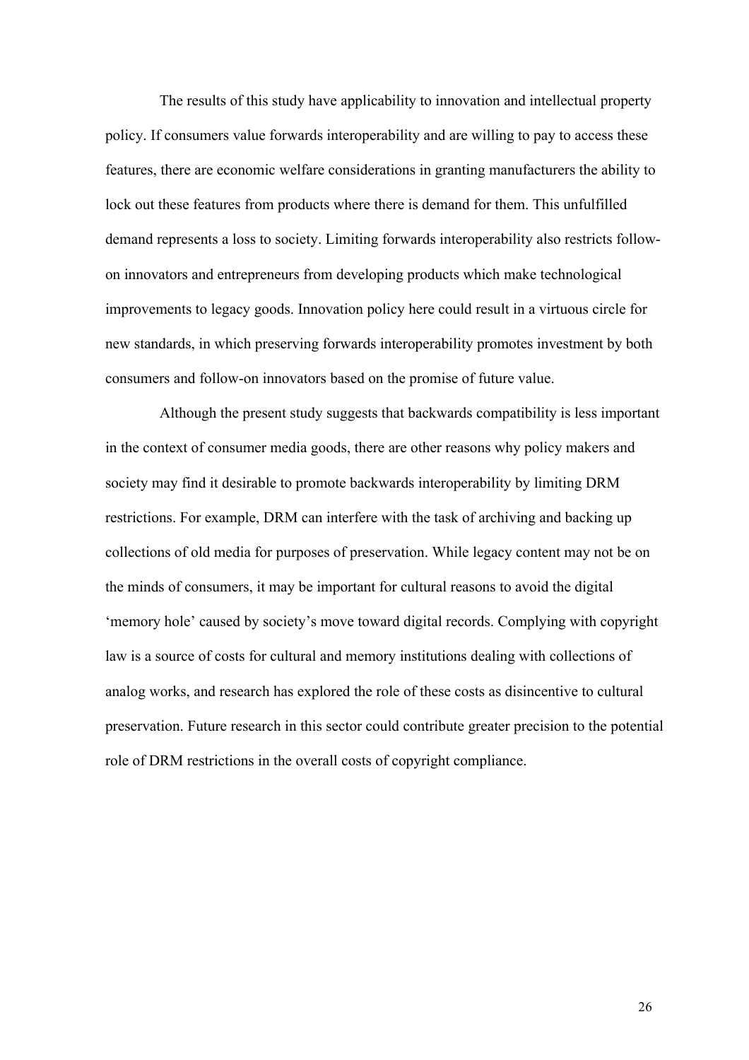The results of this study have applicability to innovation and intellectual property policy. If consumers value forwards interoperability and are willing to pay to access these features, there are economic welfare considerations in granting manufacturers the ability to lock out these features from products where there is demand for them. This unfulfilled demand represents a loss to society. Limiting forwards interoperability also restricts follow-on innovators and entrepreneurs from developing products which make technological improvements to legacy goods. Innovation policy here could result in a virtuous circle for new standards, in which preserving forwards interoperability promotes investment by both consumers and follow-on innovators based on the promise of future value.

Although the present study suggests that backwards compatibility is less important in the context of consumer media goods, there are other reasons why policy makers and society may find it desirable to promote backwards interoperability by limiting DRM restrictions. For example, DRM can interfere with the task of archiving and backing up collections of old media for purposes of preservation. While legacy content may not be on the minds of consumers, it may be important for cultural reasons to avoid the digital 'memory hole' caused by society's move toward digital records. Complying with copyright law is a source of costs for cultural and memory institutions dealing with collections of analog works, and research has explored the role of these costs as disincentive to cultural preservation. Future research in this sector could contribute greater precision to the potential role of DRM restrictions in the overall costs of copyright compliance.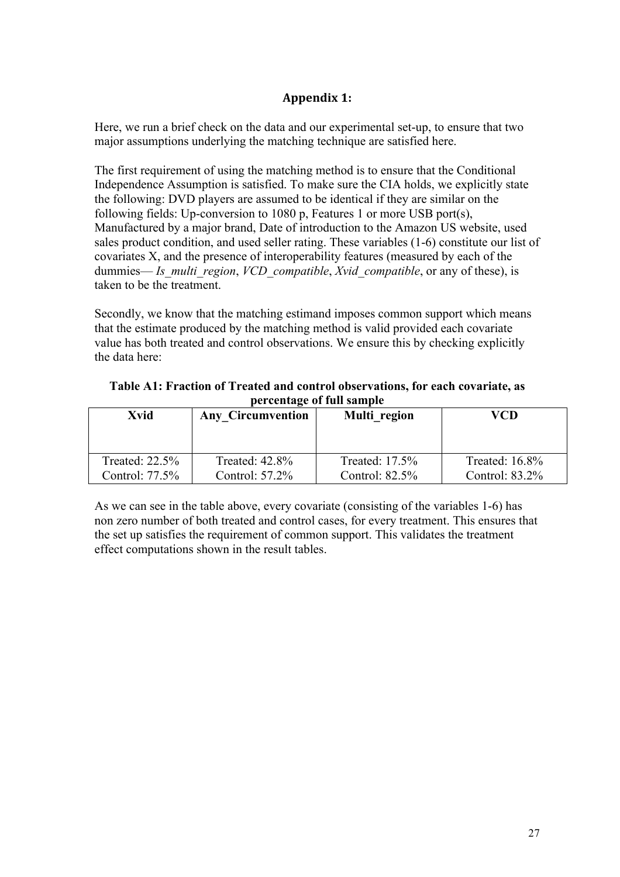# Appendix 1:

Here, we run a brief check on the data and our experimental set-up, to ensure that two major assumptions underlying the matching technique are satisfied here.

The first requirement of using the matching method is to ensure that the Conditional Independence Assumption is satisfied. To make sure the CIA holds, we explicitly state the following: DVD players are assumed to be identical if they are similar on the following fields: Up-conversion to 1080 p, Features 1 or more USB port(s), Manufactured by a major brand, Date of introduction to the Amazon US website, used sales product condition, and used seller rating. These variables (1-6) constitute our list of covariates X, and the presence of interoperability features (measured by each of the dummies— *Is_multi_region*, *VCD_compatible*, *Xvid_compatible*, or any of these), is taken to be the treatment.

Secondly, we know that the matching estimand imposes common support which means that the estimate produced by the matching method is valid provided each covariate value has both treated and control observations. We ensure this by checking explicitly the data here:

**Table A1: Fraction of Treated and control observations, for each covariate, as percentage of full sample**

| Xvid | Any_Circumvention | Multi_region | VCD |
|---|---|---|---|
| Treated: 22.5%<br>Control: 77.5% | Treated: 42.8%<br>Control: 57.2% | Treated: 17.5%<br>Control: 82.5% | Treated: 16.8%<br>Control: 83.2% |

As we can see in the table above, every covariate (consisting of the variables 1-6) has non zero number of both treated and control cases, for every treatment. This ensures that the set up satisfies the requirement of common support. This validates the treatment effect computations shown in the result tables.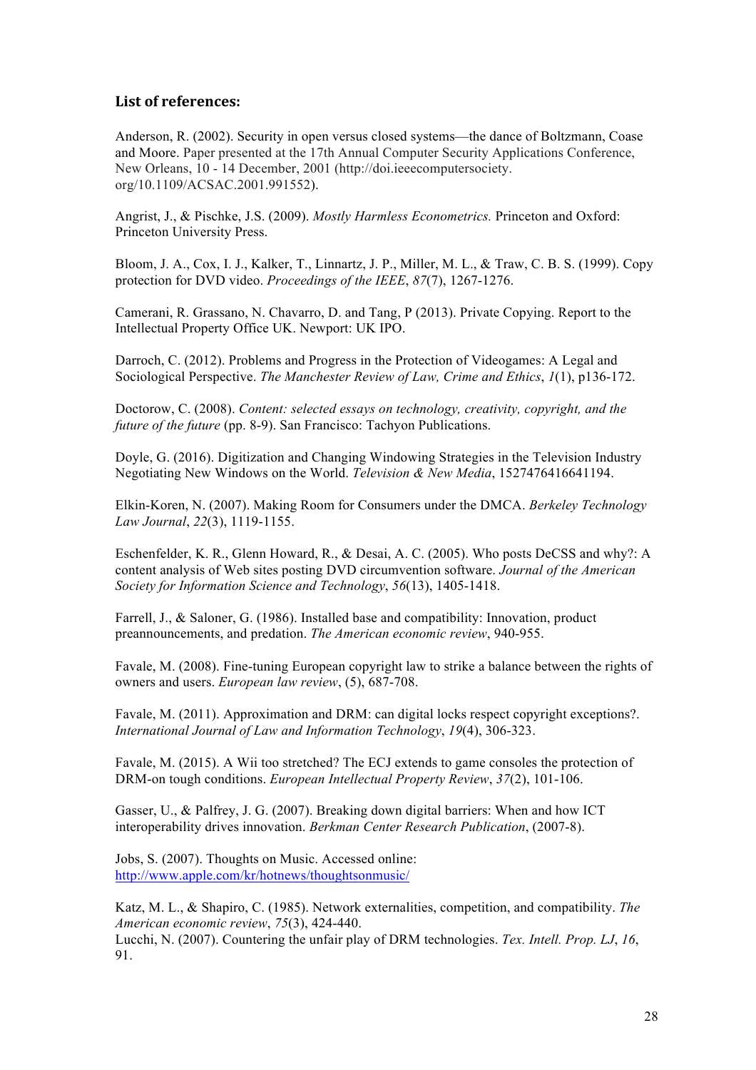## List of references:

Anderson, R. (2002). Security in open versus closed systems—the dance of Boltzmann, Coase and Moore. Paper presented at the 17th Annual Computer Security Applications Conference, New Orleans, 10 - 14 December, 2001 (http://doi.ieeecomputersociety. org/10.1109/ACSAC.2001.991552).

Angrist, J., & Pischke, J.S. (2009). *Mostly Harmless Econometrics.* Princeton and Oxford: Princeton University Press.

Bloom, J. A., Cox, I. J., Kalker, T., Linnartz, J. P., Miller, M. L., & Traw, C. B. S. (1999). Copy protection for DVD video. *Proceedings of the IEEE*, *87*(7), 1267-1276.

Camerani, R. Grassano, N. Chavarro, D. and Tang, P (2013). Private Copying. Report to the Intellectual Property Office UK. Newport: UK IPO.

Darroch, C. (2012). Problems and Progress in the Protection of Videogames: A Legal and Sociological Perspective. *The Manchester Review of Law, Crime and Ethics*, *1*(1), p136-172.

Doctorow, C. (2008). *Content: selected essays on technology, creativity, copyright, and the future of the future* (pp. 8-9). San Francisco: Tachyon Publications.

Doyle, G. (2016). Digitization and Changing Windowing Strategies in the Television Industry Negotiating New Windows on the World. *Television & New Media*, 1527476416641194.

Elkin-Koren, N. (2007). Making Room for Consumers under the DMCA. *Berkeley Technology Law Journal*, *22*(3), 1119-1155.

Eschenfelder, K. R., Glenn Howard, R., & Desai, A. C. (2005). Who posts DeCSS and why?: A content analysis of Web sites posting DVD circumvention software. *Journal of the American Society for Information Science and Technology*, *56*(13), 1405-1418.

Farrell, J., & Saloner, G. (1986). Installed base and compatibility: Innovation, product preannouncements, and predation. *The American economic review*, 940-955.

Favale, M. (2008). Fine-tuning European copyright law to strike a balance between the rights of owners and users. *European law review*, (5), 687-708.

Favale, M. (2011). Approximation and DRM: can digital locks respect copyright exceptions?. *International Journal of Law and Information Technology*, *19*(4), 306-323.

Favale, M. (2015). A Wii too stretched? The ECJ extends to game consoles the protection of DRM-on tough conditions. *European Intellectual Property Review*, *37*(2), 101-106.

Gasser, U., & Palfrey, J. G. (2007). Breaking down digital barriers: When and how ICT interoperability drives innovation. *Berkman Center Research Publication*, (2007-8).

Jobs, S. (2007). Thoughts on Music. Accessed online: http://www.apple.com/kr/hotnews/thoughtsonmusic/

Katz, M. L., & Shapiro, C. (1985). Network externalities, competition, and compatibility. *The American economic review*, *75*(3), 424-440.

Lucchi, N. (2007). Countering the unfair play of DRM technologies. *Tex. Intell. Prop. LJ*, *16*, 91.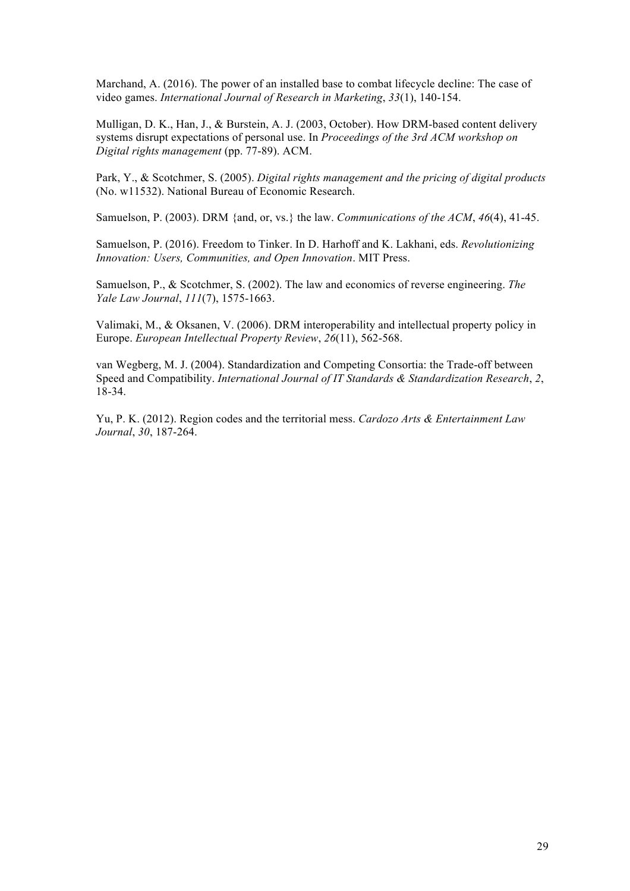Marchand, A. (2016). The power of an installed base to combat lifecycle decline: The case of video games. *International Journal of Research in Marketing*, *33*(1), 140-154.

Mulligan, D. K., Han, J., & Burstein, A. J. (2003, October). How DRM-based content delivery systems disrupt expectations of personal use. In *Proceedings of the 3rd ACM workshop on Digital rights management* (pp. 77-89). ACM.

Park, Y., & Scotchmer, S. (2005). *Digital rights management and the pricing of digital products* (No. w11532). National Bureau of Economic Research.

Samuelson, P. (2003). DRM {and, or, vs.} the law. *Communications of the ACM*, *46*(4), 41-45.

Samuelson, P. (2016). Freedom to Tinker. In D. Harhoff and K. Lakhani, eds. *Revolutionizing Innovation: Users, Communities, and Open Innovation*. MIT Press.

Samuelson, P., & Scotchmer, S. (2002). The law and economics of reverse engineering. *The Yale Law Journal*, *111*(7), 1575-1663.

Valimaki, M., & Oksanen, V. (2006). DRM interoperability and intellectual property policy in Europe. *European Intellectual Property Review*, *26*(11), 562-568.

van Wegberg, M. J. (2004). Standardization and Competing Consortia: the Trade-off between Speed and Compatibility. *International Journal of IT Standards & Standardization Research*, *2*, 18-34.

Yu, P. K. (2012). Region codes and the territorial mess. *Cardozo Arts & Entertainment Law Journal*, *30*, 187-264.